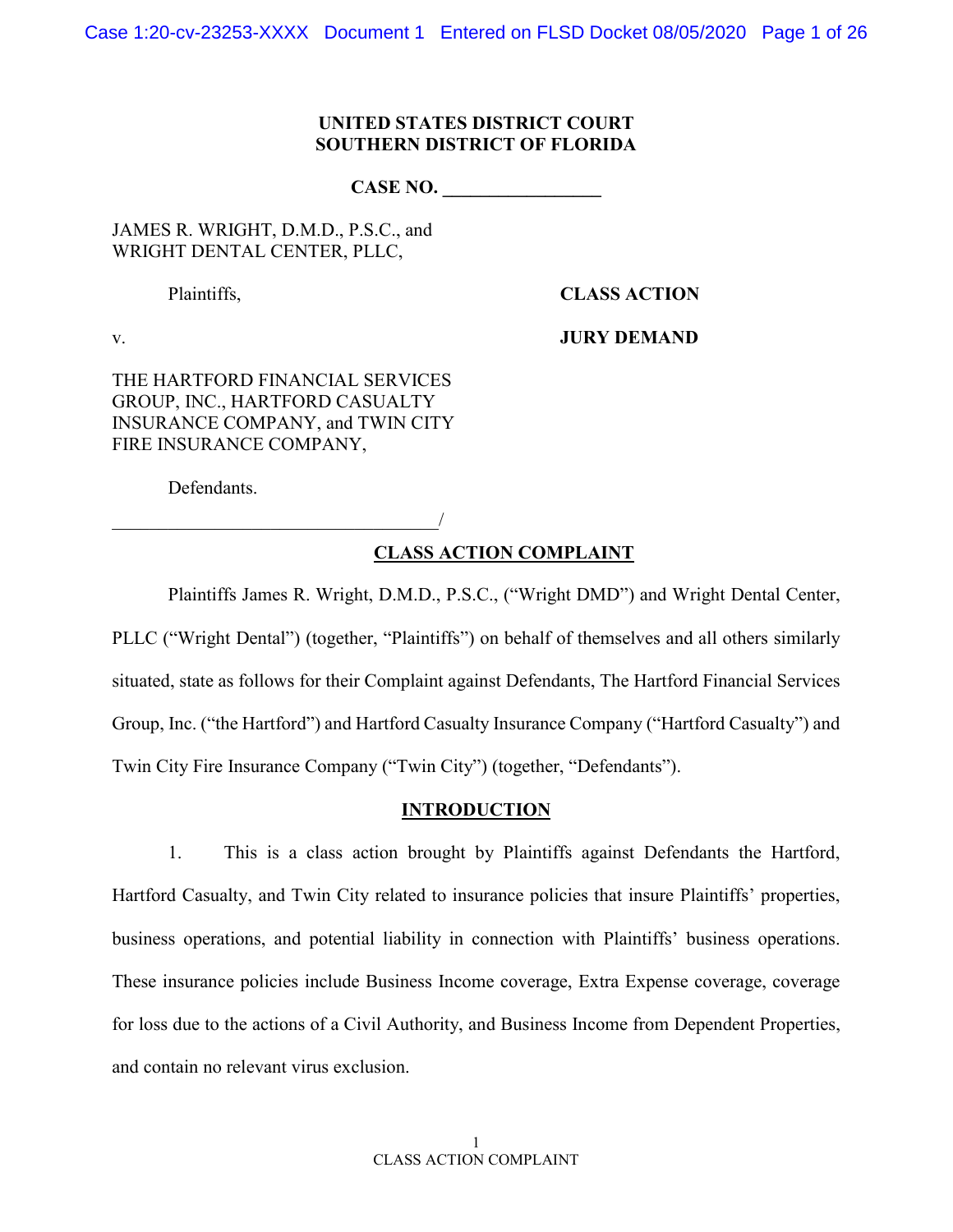**UNITED STATES DISTRICT COURT**
**SOUTHERN DISTRICT OF FLORIDA**

**CASE NO. \_\_\_\_\_\_\_\_\_\_\_\_\_\_\_\_**

JAMES R. WRIGHT, D.M.D., P.S.C., and
WRIGHT DENTAL CENTER, PLLC,

Plaintiffs,

**CLASS ACTION**

v.

**JURY DEMAND**

THE HARTFORD FINANCIAL SERVICES GROUP, INC., HARTFORD CASUALTY INSURANCE COMPANY, and TWIN CITY FIRE INSURANCE COMPANY,

Defendants.

\_\_\_\_\_\_\_\_\_\_\_\_\_\_\_\_\_\_\_\_\_\_\_\_\_\_\_\_\_\_\_\_\_\_\_\_/

## CLASS ACTION COMPLAINT

Plaintiffs James R. Wright, D.M.D., P.S.C., ("Wright DMD") and Wright Dental Center, PLLC ("Wright Dental") (together, "Plaintiffs") on behalf of themselves and all others similarly situated, state as follows for their Complaint against Defendants, The Hartford Financial Services Group, Inc. ("the Hartford") and Hartford Casualty Insurance Company ("Hartford Casualty") and Twin City Fire Insurance Company ("Twin City") (together, "Defendants").

## INTRODUCTION

1. This is a class action brought by Plaintiffs against Defendants the Hartford, Hartford Casualty, and Twin City related to insurance policies that insure Plaintiffs' properties, business operations, and potential liability in connection with Plaintiffs' business operations. These insurance policies include Business Income coverage, Extra Expense coverage, coverage for loss due to the actions of a Civil Authority, and Business Income from Dependent Properties, and contain no relevant virus exclusion.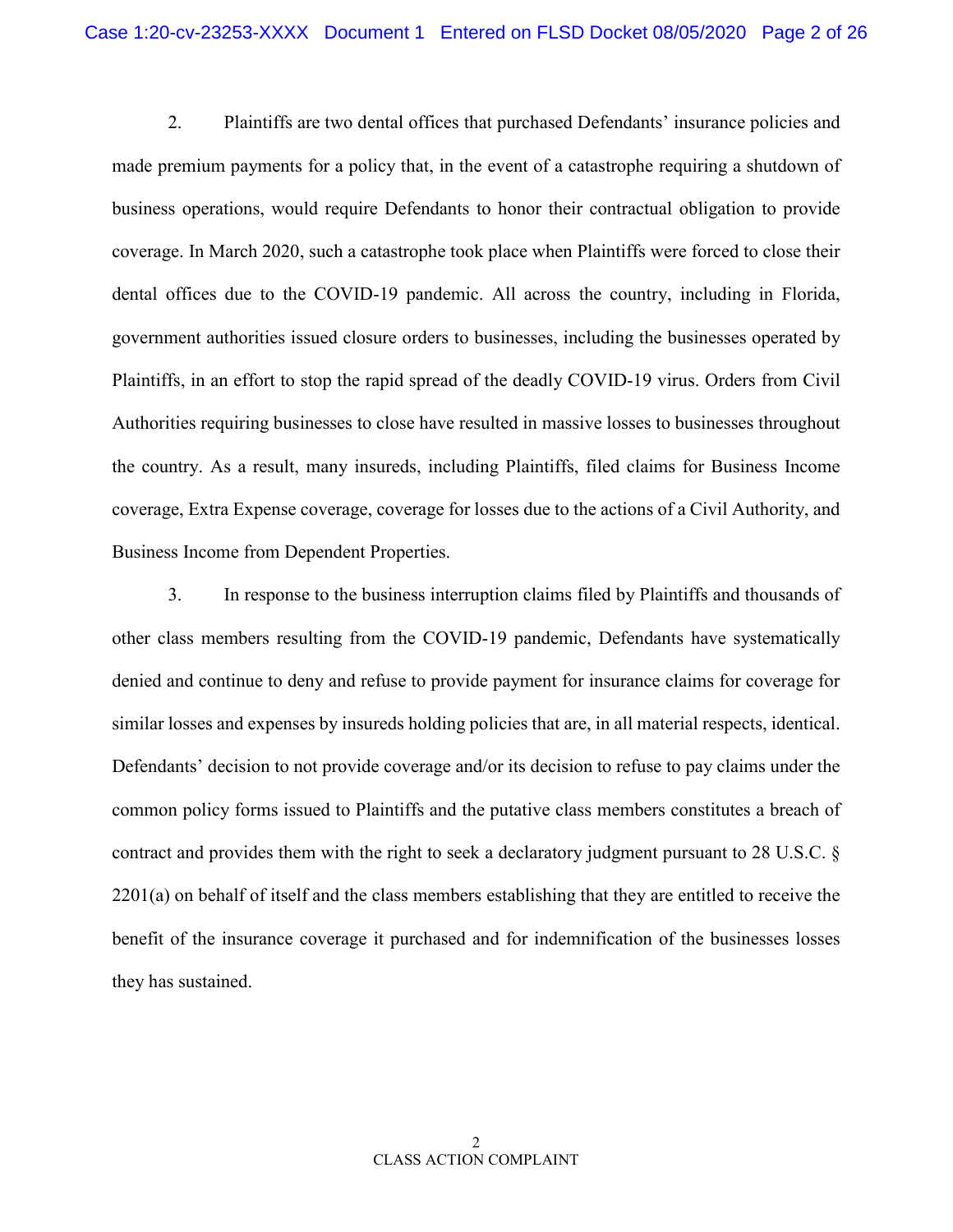2. Plaintiffs are two dental offices that purchased Defendants' insurance policies and made premium payments for a policy that, in the event of a catastrophe requiring a shutdown of business operations, would require Defendants to honor their contractual obligation to provide coverage. In March 2020, such a catastrophe took place when Plaintiffs were forced to close their dental offices due to the COVID-19 pandemic. All across the country, including in Florida, government authorities issued closure orders to businesses, including the businesses operated by Plaintiffs, in an effort to stop the rapid spread of the deadly COVID-19 virus. Orders from Civil Authorities requiring businesses to close have resulted in massive losses to businesses throughout the country. As a result, many insureds, including Plaintiffs, filed claims for Business Income coverage, Extra Expense coverage, coverage for losses due to the actions of a Civil Authority, and Business Income from Dependent Properties.

3. In response to the business interruption claims filed by Plaintiffs and thousands of other class members resulting from the COVID-19 pandemic, Defendants have systematically denied and continue to deny and refuse to provide payment for insurance claims for coverage for similar losses and expenses by insureds holding policies that are, in all material respects, identical. Defendants' decision to not provide coverage and/or its decision to refuse to pay claims under the common policy forms issued to Plaintiffs and the putative class members constitutes a breach of contract and provides them with the right to seek a declaratory judgment pursuant to 28 U.S.C. § 2201(a) on behalf of itself and the class members establishing that they are entitled to receive the benefit of the insurance coverage it purchased and for indemnification of the businesses losses they has sustained.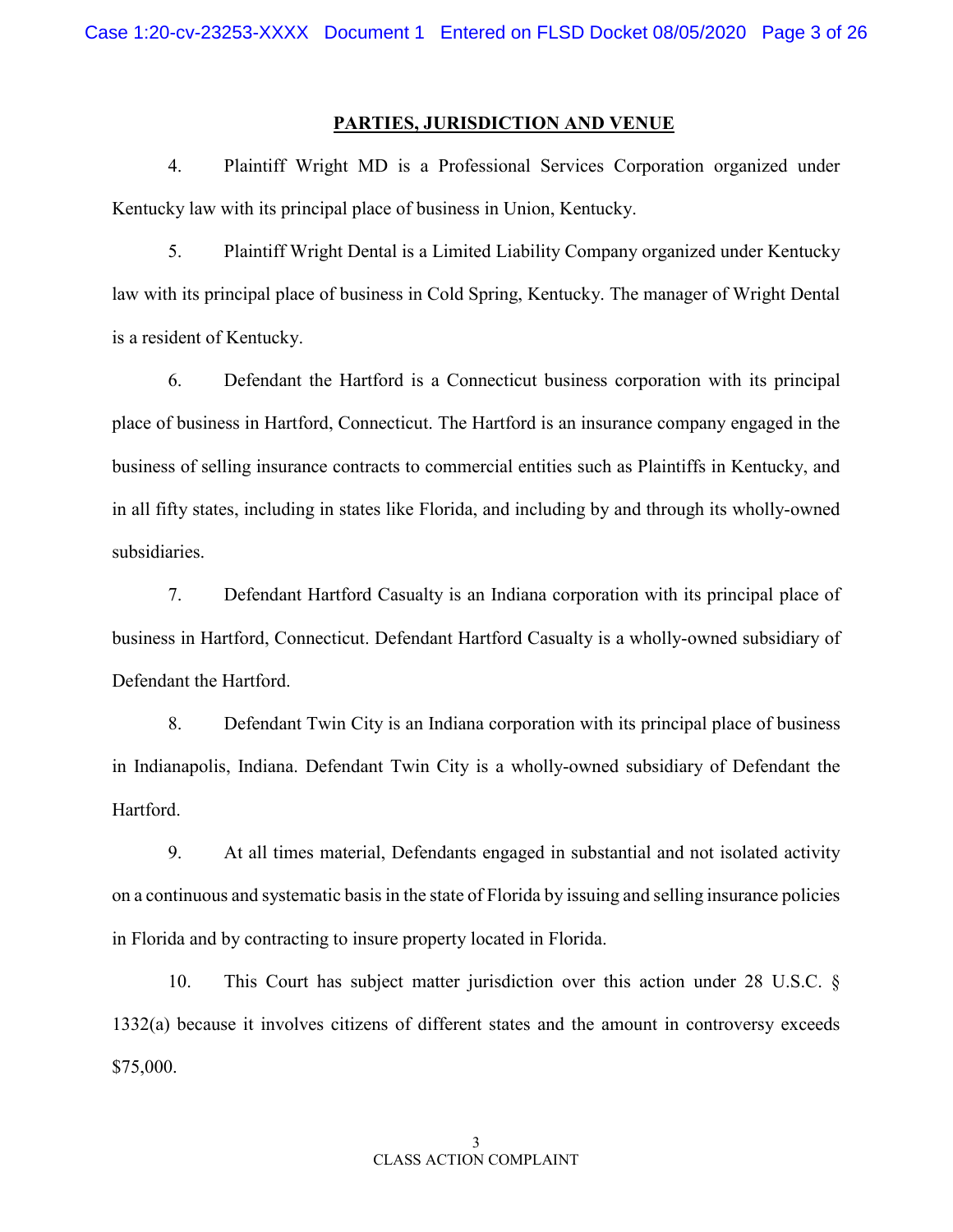## PARTIES, JURISDICTION AND VENUE

4. Plaintiff Wright MD is a Professional Services Corporation organized under Kentucky law with its principal place of business in Union, Kentucky.

5. Plaintiff Wright Dental is a Limited Liability Company organized under Kentucky law with its principal place of business in Cold Spring, Kentucky. The manager of Wright Dental is a resident of Kentucky.

6. Defendant the Hartford is a Connecticut business corporation with its principal place of business in Hartford, Connecticut. The Hartford is an insurance company engaged in the business of selling insurance contracts to commercial entities such as Plaintiffs in Kentucky, and in all fifty states, including in states like Florida, and including by and through its wholly-owned subsidiaries.

7. Defendant Hartford Casualty is an Indiana corporation with its principal place of business in Hartford, Connecticut. Defendant Hartford Casualty is a wholly-owned subsidiary of Defendant the Hartford.

8. Defendant Twin City is an Indiana corporation with its principal place of business in Indianapolis, Indiana. Defendant Twin City is a wholly-owned subsidiary of Defendant the Hartford.

9. At all times material, Defendants engaged in substantial and not isolated activity on a continuous and systematic basis in the state of Florida by issuing and selling insurance policies in Florida and by contracting to insure property located in Florida.

10. This Court has subject matter jurisdiction over this action under 28 U.S.C. § 1332(a) because it involves citizens of different states and the amount in controversy exceeds $75,000.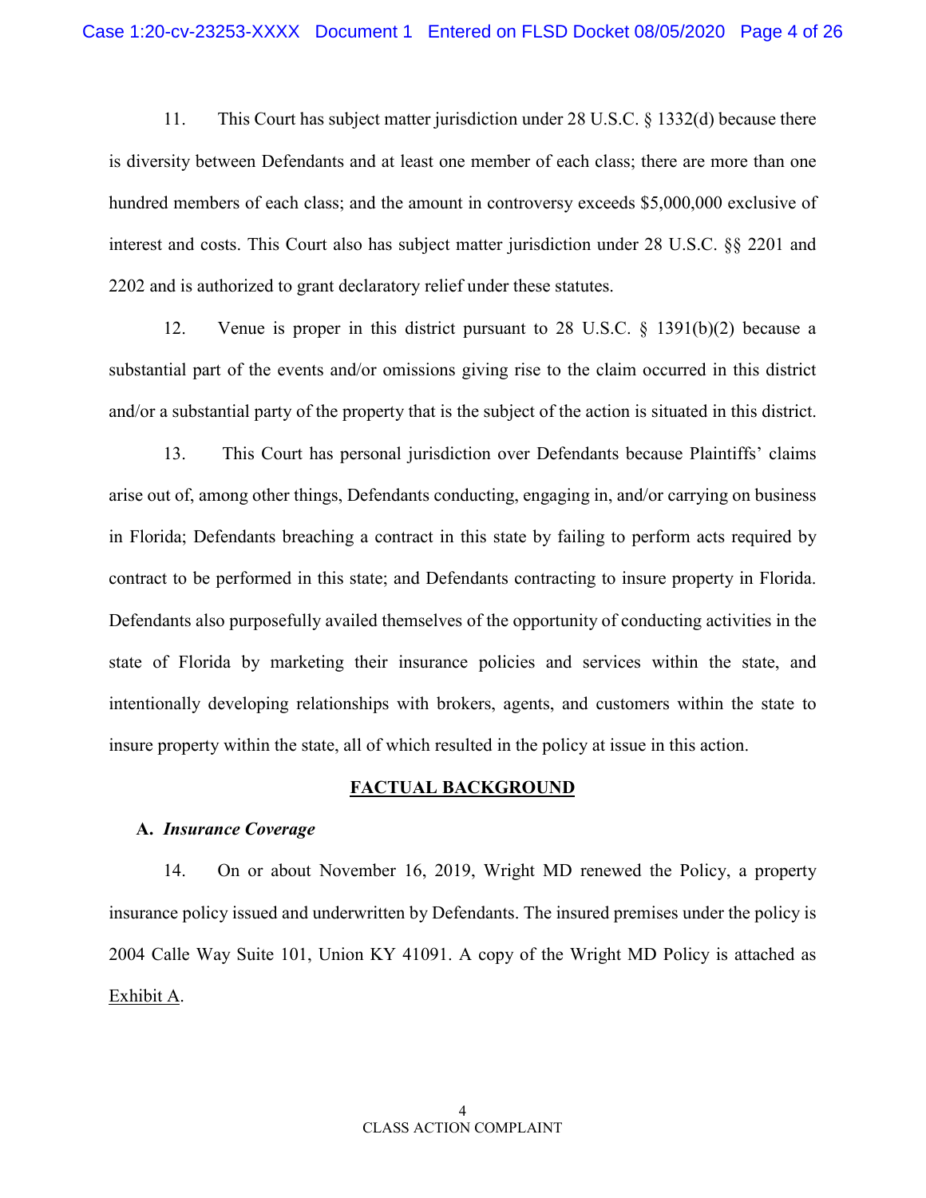11. This Court has subject matter jurisdiction under 28 U.S.C. § 1332(d) because there is diversity between Defendants and at least one member of each class; there are more than one hundred members of each class; and the amount in controversy exceeds $5,000,000 exclusive of interest and costs. This Court also has subject matter jurisdiction under 28 U.S.C. §§ 2201 and 2202 and is authorized to grant declaratory relief under these statutes.

12. Venue is proper in this district pursuant to 28 U.S.C. § 1391(b)(2) because a substantial part of the events and/or omissions giving rise to the claim occurred in this district and/or a substantial party of the property that is the subject of the action is situated in this district.

13. This Court has personal jurisdiction over Defendants because Plaintiffs' claims arise out of, among other things, Defendants conducting, engaging in, and/or carrying on business in Florida; Defendants breaching a contract in this state by failing to perform acts required by contract to be performed in this state; and Defendants contracting to insure property in Florida. Defendants also purposefully availed themselves of the opportunity of conducting activities in the state of Florida by marketing their insurance policies and services within the state, and intentionally developing relationships with brokers, agents, and customers within the state to insure property within the state, all of which resulted in the policy at issue in this action.

## FACTUAL BACKGROUND

### A. *Insurance Coverage*

14. On or about November 16, 2019, Wright MD renewed the Policy, a property insurance policy issued and underwritten by Defendants. The insured premises under the policy is 2004 Calle Way Suite 101, Union KY 41091. A copy of the Wright MD Policy is attached as Exhibit A.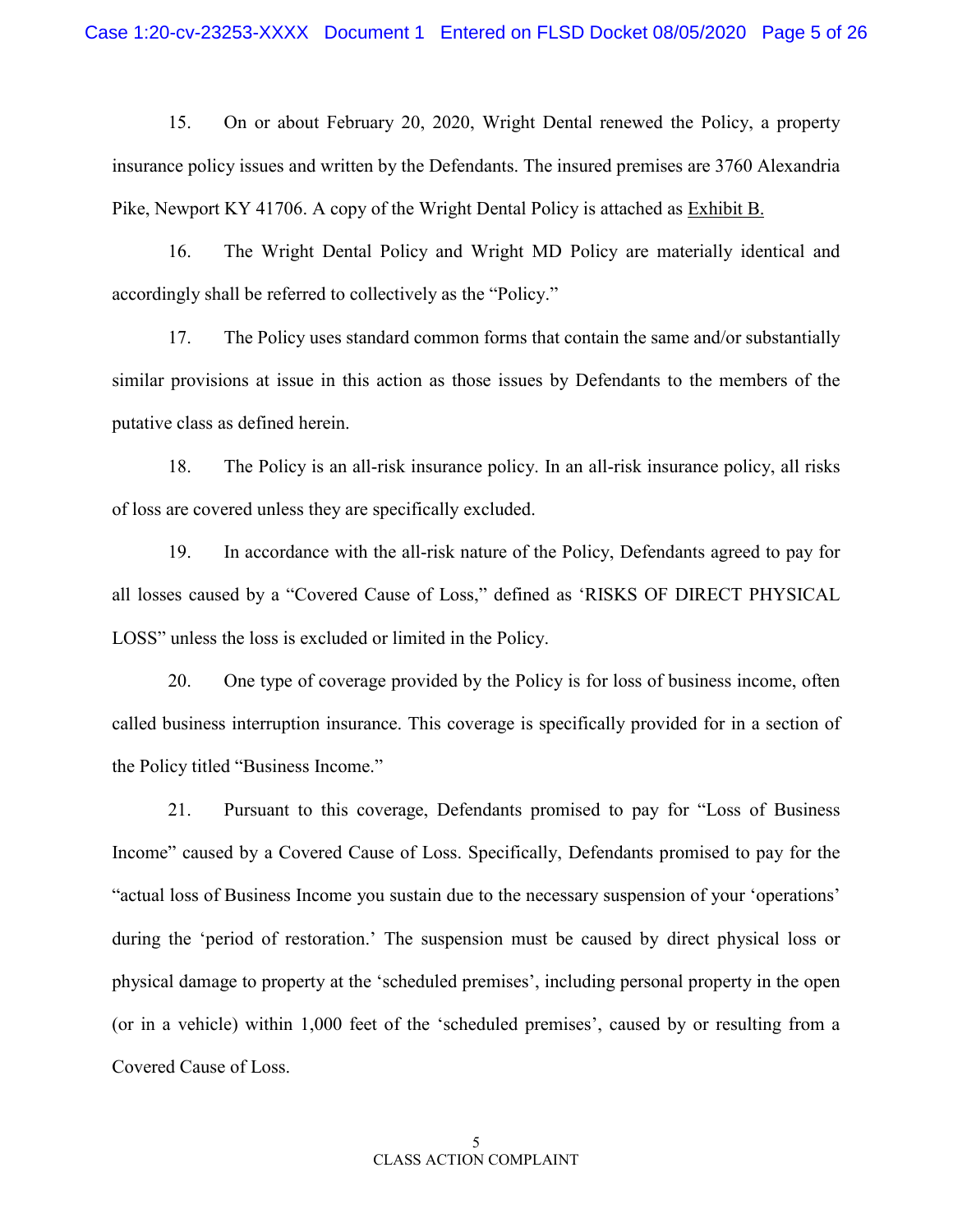15. On or about February 20, 2020, Wright Dental renewed the Policy, a property insurance policy issues and written by the Defendants. The insured premises are 3760 Alexandria Pike, Newport KY 41706. A copy of the Wright Dental Policy is attached as Exhibit B.

16. The Wright Dental Policy and Wright MD Policy are materially identical and accordingly shall be referred to collectively as the "Policy."

17. The Policy uses standard common forms that contain the same and/or substantially similar provisions at issue in this action as those issues by Defendants to the members of the putative class as defined herein.

18. The Policy is an all-risk insurance policy. In an all-risk insurance policy, all risks of loss are covered unless they are specifically excluded.

19. In accordance with the all-risk nature of the Policy, Defendants agreed to pay for all losses caused by a "Covered Cause of Loss," defined as 'RISKS OF DIRECT PHYSICAL LOSS" unless the loss is excluded or limited in the Policy.

20. One type of coverage provided by the Policy is for loss of business income, often called business interruption insurance. This coverage is specifically provided for in a section of the Policy titled "Business Income."

21. Pursuant to this coverage, Defendants promised to pay for "Loss of Business Income" caused by a Covered Cause of Loss. Specifically, Defendants promised to pay for the "actual loss of Business Income you sustain due to the necessary suspension of your 'operations' during the 'period of restoration.' The suspension must be caused by direct physical loss or physical damage to property at the 'scheduled premises', including personal property in the open (or in a vehicle) within 1,000 feet of the 'scheduled premises', caused by or resulting from a Covered Cause of Loss.

CLASS ACTION COMPLAINT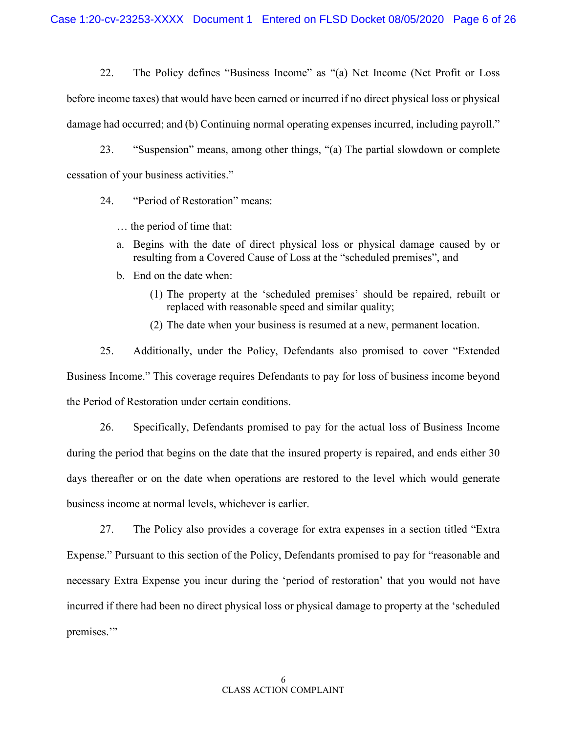22. The Policy defines "Business Income" as "(a) Net Income (Net Profit or Loss before income taxes) that would have been earned or incurred if no direct physical loss or physical damage had occurred; and (b) Continuing normal operating expenses incurred, including payroll."

23. "Suspension" means, among other things, "(a) The partial slowdown or complete cessation of your business activities."

24. "Period of Restoration" means:

> … the period of time that:
>
> a. Begins with the date of direct physical loss or physical damage caused by or resulting from a Covered Cause of Loss at the "scheduled premises", and
>
> b. End on the date when:
>
>     (1) The property at the 'scheduled premises' should be repaired, rebuilt or replaced with reasonable speed and similar quality;
>
>     (2) The date when your business is resumed at a new, permanent location.

25. Additionally, under the Policy, Defendants also promised to cover "Extended Business Income." This coverage requires Defendants to pay for loss of business income beyond the Period of Restoration under certain conditions.

26. Specifically, Defendants promised to pay for the actual loss of Business Income during the period that begins on the date that the insured property is repaired, and ends either 30 days thereafter or on the date when operations are restored to the level which would generate business income at normal levels, whichever is earlier.

27. The Policy also provides a coverage for extra expenses in a section titled "Extra Expense." Pursuant to this section of the Policy, Defendants promised to pay for "reasonable and necessary Extra Expense you incur during the 'period of restoration' that you would not have incurred if there had been no direct physical loss or physical damage to property at the 'scheduled premises.'"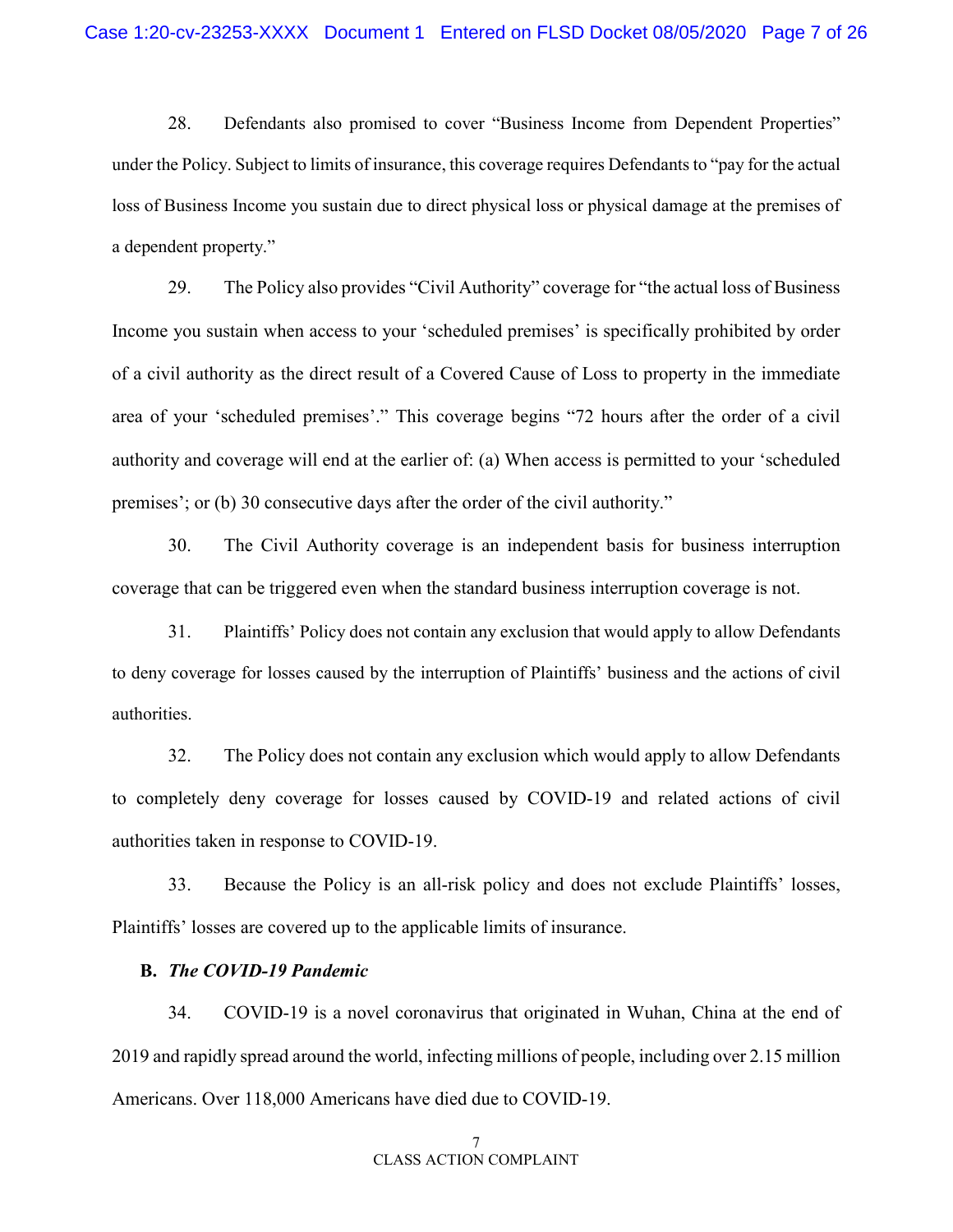28. Defendants also promised to cover "Business Income from Dependent Properties" under the Policy. Subject to limits of insurance, this coverage requires Defendants to "pay for the actual loss of Business Income you sustain due to direct physical loss or physical damage at the premises of a dependent property."

29. The Policy also provides "Civil Authority" coverage for "the actual loss of Business Income you sustain when access to your 'scheduled premises' is specifically prohibited by order of a civil authority as the direct result of a Covered Cause of Loss to property in the immediate area of your 'scheduled premises'." This coverage begins "72 hours after the order of a civil authority and coverage will end at the earlier of: (a) When access is permitted to your 'scheduled premises'; or (b) 30 consecutive days after the order of the civil authority."

30. The Civil Authority coverage is an independent basis for business interruption coverage that can be triggered even when the standard business interruption coverage is not.

31. Plaintiffs' Policy does not contain any exclusion that would apply to allow Defendants to deny coverage for losses caused by the interruption of Plaintiffs' business and the actions of civil authorities.

32. The Policy does not contain any exclusion which would apply to allow Defendants to completely deny coverage for losses caused by COVID-19 and related actions of civil authorities taken in response to COVID-19.

33. Because the Policy is an all-risk policy and does not exclude Plaintiffs' losses, Plaintiffs' losses are covered up to the applicable limits of insurance.

**B.** ***The COVID-19 Pandemic***

34. COVID-19 is a novel coronavirus that originated in Wuhan, China at the end of 2019 and rapidly spread around the world, infecting millions of people, including over 2.15 million Americans. Over 118,000 Americans have died due to COVID-19.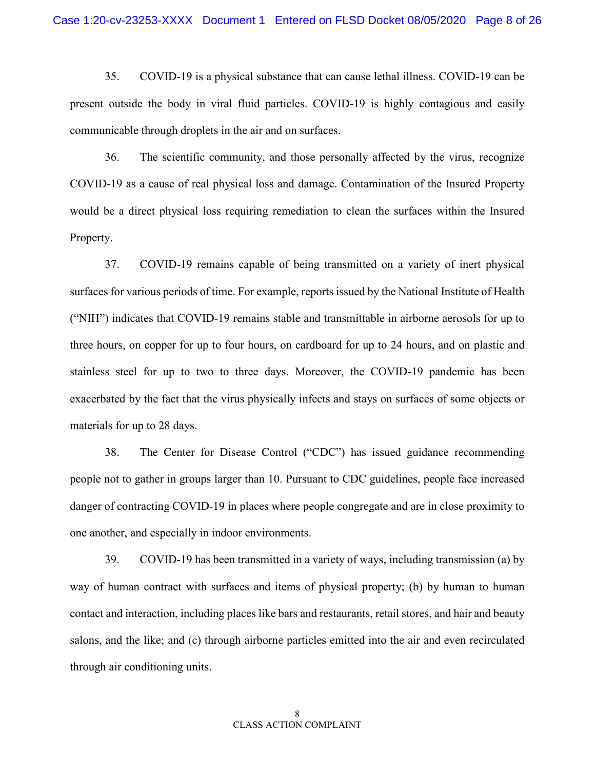35. COVID-19 is a physical substance that can cause lethal illness. COVID-19 can be present outside the body in viral fluid particles. COVID-19 is highly contagious and easily communicable through droplets in the air and on surfaces.

36. The scientific community, and those personally affected by the virus, recognize COVID-19 as a cause of real physical loss and damage. Contamination of the Insured Property would be a direct physical loss requiring remediation to clean the surfaces within the Insured Property.

37. COVID-19 remains capable of being transmitted on a variety of inert physical surfaces for various periods of time. For example, reports issued by the National Institute of Health ("NIH") indicates that COVID-19 remains stable and transmittable in airborne aerosols for up to three hours, on copper for up to four hours, on cardboard for up to 24 hours, and on plastic and stainless steel for up to two to three days. Moreover, the COVID-19 pandemic has been exacerbated by the fact that the virus physically infects and stays on surfaces of some objects or materials for up to 28 days.

38. The Center for Disease Control ("CDC") has issued guidance recommending people not to gather in groups larger than 10. Pursuant to CDC guidelines, people face increased danger of contracting COVID-19 in places where people congregate and are in close proximity to one another, and especially in indoor environments.

39. COVID-19 has been transmitted in a variety of ways, including transmission (a) by way of human contract with surfaces and items of physical property; (b) by human to human contact and interaction, including places like bars and restaurants, retail stores, and hair and beauty salons, and the like; and (c) through airborne particles emitted into the air and even recirculated through air conditioning units.

CLASS ACTION COMPLAINT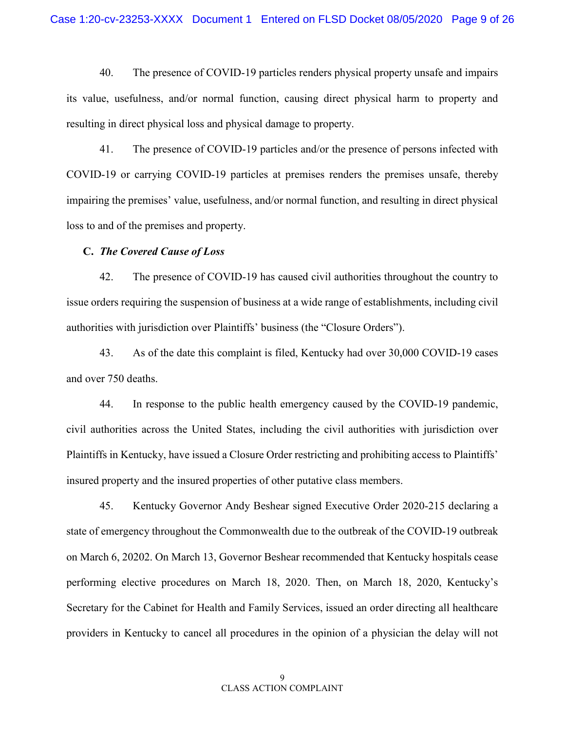40. The presence of COVID-19 particles renders physical property unsafe and impairs its value, usefulness, and/or normal function, causing direct physical harm to property and resulting in direct physical loss and physical damage to property.

41. The presence of COVID-19 particles and/or the presence of persons infected with COVID-19 or carrying COVID-19 particles at premises renders the premises unsafe, thereby impairing the premises' value, usefulness, and/or normal function, and resulting in direct physical loss to and of the premises and property.

**C. *The Covered Cause of Loss***

42. The presence of COVID-19 has caused civil authorities throughout the country to issue orders requiring the suspension of business at a wide range of establishments, including civil authorities with jurisdiction over Plaintiffs' business (the "Closure Orders").

43. As of the date this complaint is filed, Kentucky had over 30,000 COVID-19 cases and over 750 deaths.

44. In response to the public health emergency caused by the COVID-19 pandemic, civil authorities across the United States, including the civil authorities with jurisdiction over Plaintiffs in Kentucky, have issued a Closure Order restricting and prohibiting access to Plaintiffs' insured property and the insured properties of other putative class members.

45. Kentucky Governor Andy Beshear signed Executive Order 2020-215 declaring a state of emergency throughout the Commonwealth due to the outbreak of the COVID-19 outbreak on March 6, 20202. On March 13, Governor Beshear recommended that Kentucky hospitals cease performing elective procedures on March 18, 2020. Then, on March 18, 2020, Kentucky's Secretary for the Cabinet for Health and Family Services, issued an order directing all healthcare providers in Kentucky to cancel all procedures in the opinion of a physician the delay will not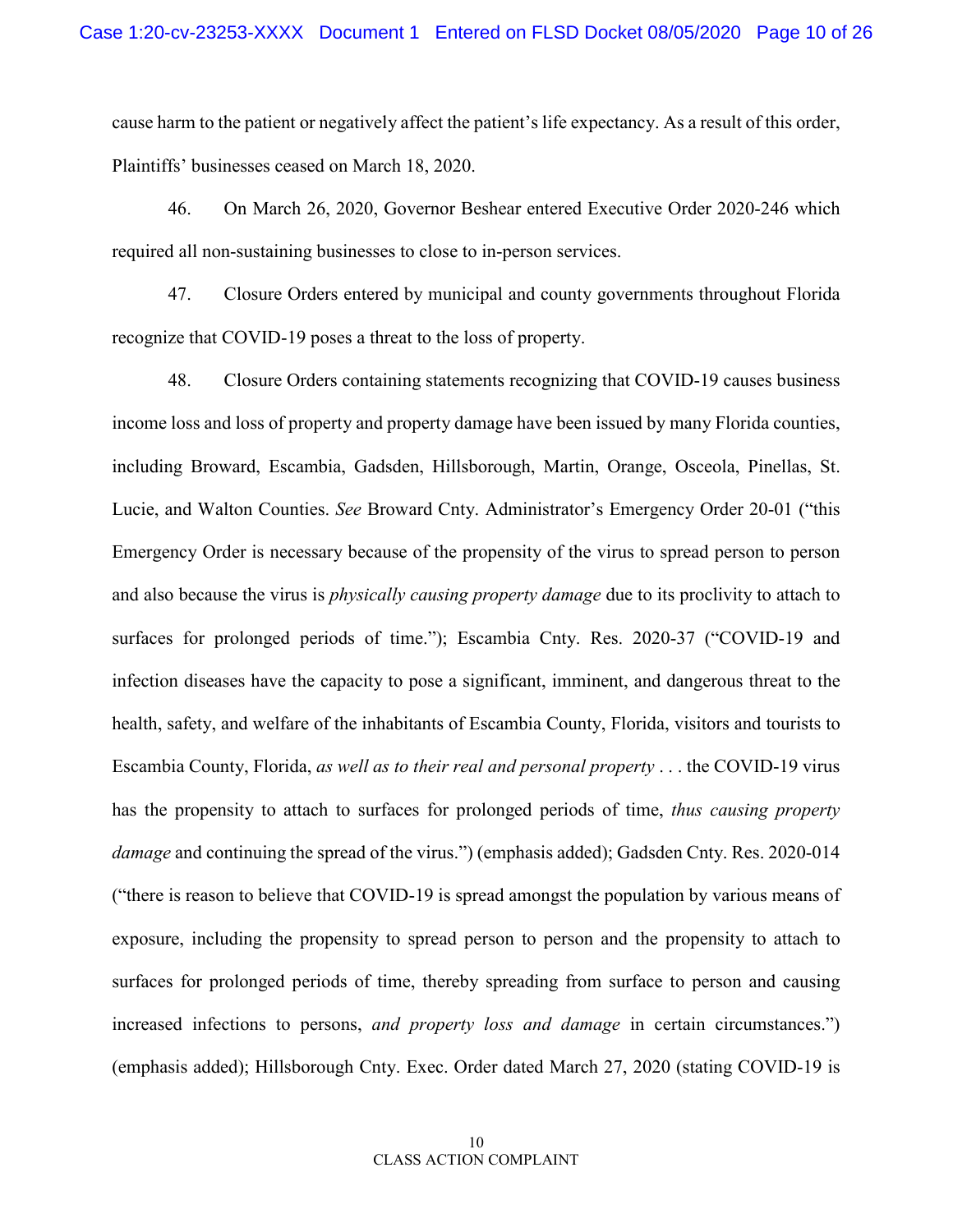cause harm to the patient or negatively affect the patient's life expectancy. As a result of this order, Plaintiffs' businesses ceased on March 18, 2020.

46. On March 26, 2020, Governor Beshear entered Executive Order 2020-246 which required all non-sustaining businesses to close to in-person services.

47. Closure Orders entered by municipal and county governments throughout Florida recognize that COVID-19 poses a threat to the loss of property.

48. Closure Orders containing statements recognizing that COVID-19 causes business income loss and loss of property and property damage have been issued by many Florida counties, including Broward, Escambia, Gadsden, Hillsborough, Martin, Orange, Osceola, Pinellas, St. Lucie, and Walton Counties. *See* Broward Cnty. Administrator's Emergency Order 20-01 ("this Emergency Order is necessary because of the propensity of the virus to spread person to person and also because the virus is *physically causing property damage* due to its proclivity to attach to surfaces for prolonged periods of time."); Escambia Cnty. Res. 2020-37 ("COVID-19 and infection diseases have the capacity to pose a significant, imminent, and dangerous threat to the health, safety, and welfare of the inhabitants of Escambia County, Florida, visitors and tourists to Escambia County, Florida, *as well as to their real and personal property* . . . the COVID-19 virus has the propensity to attach to surfaces for prolonged periods of time, *thus causing property damage* and continuing the spread of the virus.") (emphasis added); Gadsden Cnty. Res. 2020-014 ("there is reason to believe that COVID-19 is spread amongst the population by various means of exposure, including the propensity to spread person to person and the propensity to attach to surfaces for prolonged periods of time, thereby spreading from surface to person and causing increased infections to persons, *and property loss and damage* in certain circumstances.") (emphasis added); Hillsborough Cnty. Exec. Order dated March 27, 2020 (stating COVID-19 is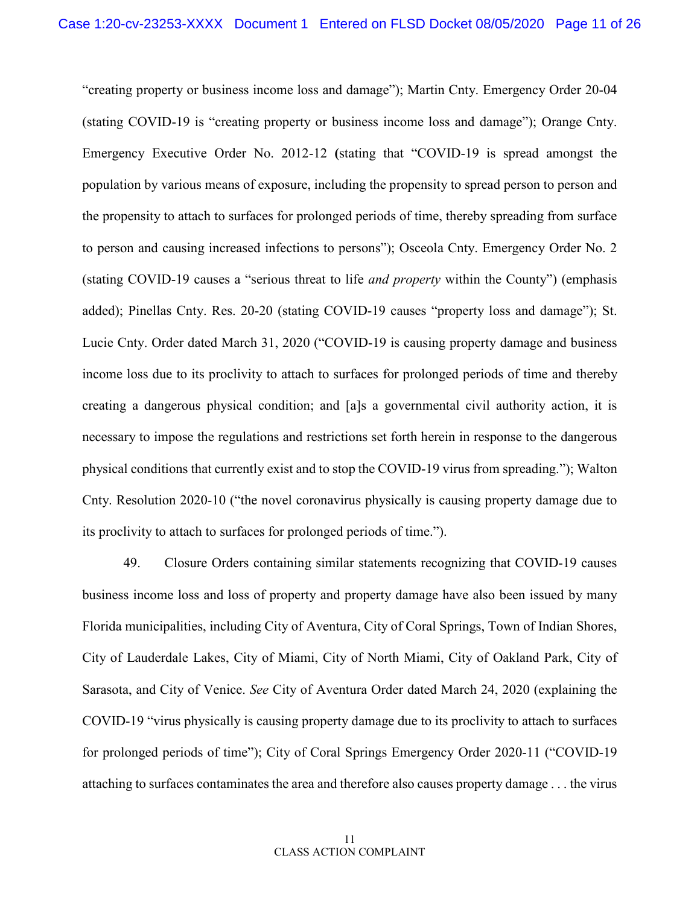"creating property or business income loss and damage"); Martin Cnty. Emergency Order 20-04 (stating COVID-19 is "creating property or business income loss and damage"); Orange Cnty. Emergency Executive Order No. 2012-12 (stating that "COVID-19 is spread amongst the population by various means of exposure, including the propensity to spread person to person and the propensity to attach to surfaces for prolonged periods of time, thereby spreading from surface to person and causing increased infections to persons"); Osceola Cnty. Emergency Order No. 2 (stating COVID-19 causes a "serious threat to life *and property* within the County") (emphasis added); Pinellas Cnty. Res. 20-20 (stating COVID-19 causes "property loss and damage"); St. Lucie Cnty. Order dated March 31, 2020 ("COVID-19 is causing property damage and business income loss due to its proclivity to attach to surfaces for prolonged periods of time and thereby creating a dangerous physical condition; and [a]s a governmental civil authority action, it is necessary to impose the regulations and restrictions set forth herein in response to the dangerous physical conditions that currently exist and to stop the COVID-19 virus from spreading."); Walton Cnty. Resolution 2020-10 ("the novel coronavirus physically is causing property damage due to its proclivity to attach to surfaces for prolonged periods of time.").

49. Closure Orders containing similar statements recognizing that COVID-19 causes business income loss and loss of property and property damage have also been issued by many Florida municipalities, including City of Aventura, City of Coral Springs, Town of Indian Shores, City of Lauderdale Lakes, City of Miami, City of North Miami, City of Oakland Park, City of Sarasota, and City of Venice. *See* City of Aventura Order dated March 24, 2020 (explaining the COVID-19 "virus physically is causing property damage due to its proclivity to attach to surfaces for prolonged periods of time"); City of Coral Springs Emergency Order 2020-11 ("COVID-19 attaching to surfaces contaminates the area and therefore also causes property damage . . . the virus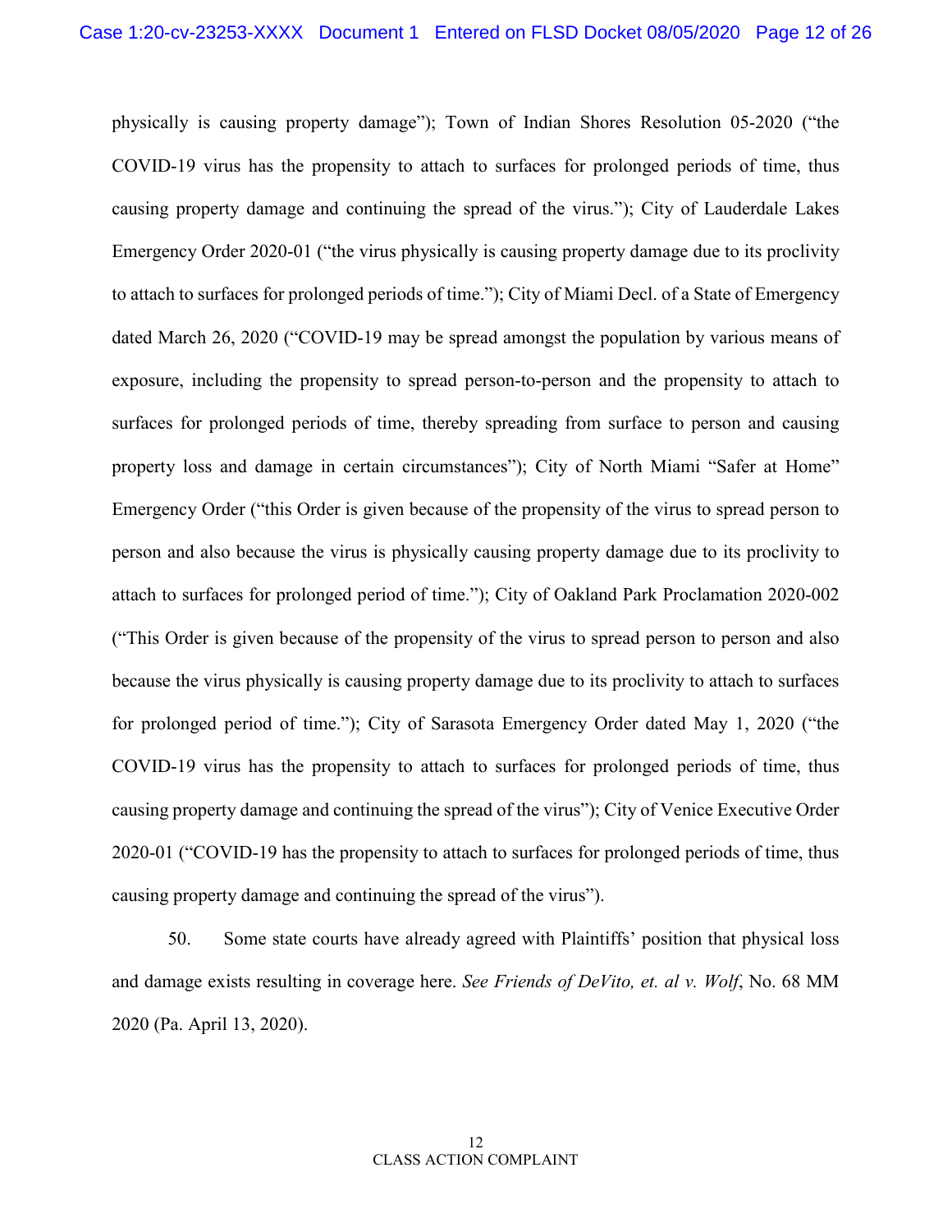physically is causing property damage"); Town of Indian Shores Resolution 05-2020 ("the COVID-19 virus has the propensity to attach to surfaces for prolonged periods of time, thus causing property damage and continuing the spread of the virus."); City of Lauderdale Lakes Emergency Order 2020-01 ("the virus physically is causing property damage due to its proclivity to attach to surfaces for prolonged periods of time."); City of Miami Decl. of a State of Emergency dated March 26, 2020 ("COVID-19 may be spread amongst the population by various means of exposure, including the propensity to spread person-to-person and the propensity to attach to surfaces for prolonged periods of time, thereby spreading from surface to person and causing property loss and damage in certain circumstances"); City of North Miami "Safer at Home" Emergency Order ("this Order is given because of the propensity of the virus to spread person to person and also because the virus is physically causing property damage due to its proclivity to attach to surfaces for prolonged period of time."); City of Oakland Park Proclamation 2020-002 ("This Order is given because of the propensity of the virus to spread person to person and also because the virus physically is causing property damage due to its proclivity to attach to surfaces for prolonged period of time."); City of Sarasota Emergency Order dated May 1, 2020 ("the COVID-19 virus has the propensity to attach to surfaces for prolonged periods of time, thus causing property damage and continuing the spread of the virus"); City of Venice Executive Order 2020-01 ("COVID-19 has the propensity to attach to surfaces for prolonged periods of time, thus causing property damage and continuing the spread of the virus").

50. Some state courts have already agreed with Plaintiffs' position that physical loss and damage exists resulting in coverage here. *See Friends of DeVito, et. al v. Wolf*, No. 68 MM 2020 (Pa. April 13, 2020).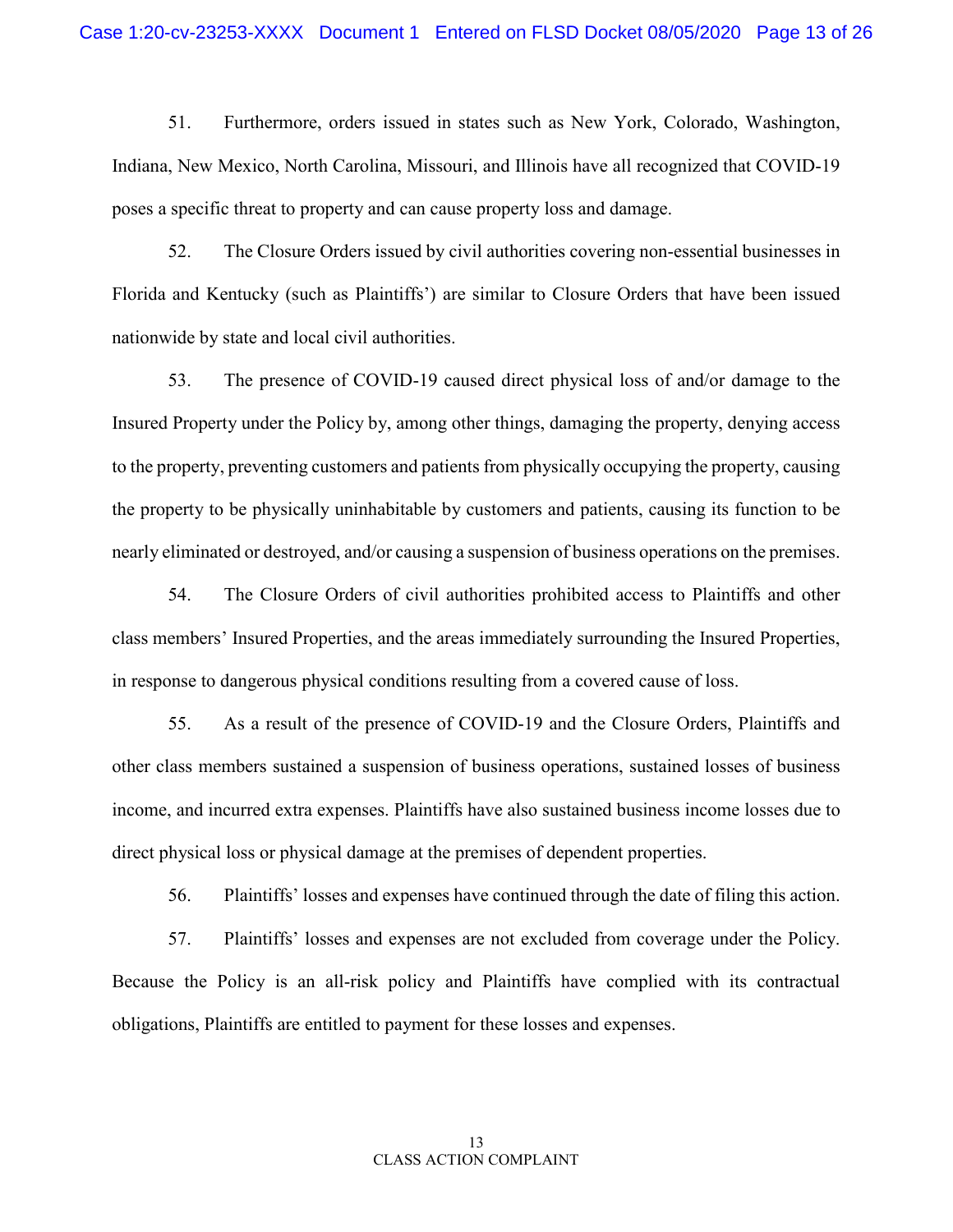51. Furthermore, orders issued in states such as New York, Colorado, Washington, Indiana, New Mexico, North Carolina, Missouri, and Illinois have all recognized that COVID-19 poses a specific threat to property and can cause property loss and damage.

52. The Closure Orders issued by civil authorities covering non-essential businesses in Florida and Kentucky (such as Plaintiffs') are similar to Closure Orders that have been issued nationwide by state and local civil authorities.

53. The presence of COVID-19 caused direct physical loss of and/or damage to the Insured Property under the Policy by, among other things, damaging the property, denying access to the property, preventing customers and patients from physically occupying the property, causing the property to be physically uninhabitable by customers and patients, causing its function to be nearly eliminated or destroyed, and/or causing a suspension of business operations on the premises.

54. The Closure Orders of civil authorities prohibited access to Plaintiffs and other class members' Insured Properties, and the areas immediately surrounding the Insured Properties, in response to dangerous physical conditions resulting from a covered cause of loss.

55. As a result of the presence of COVID-19 and the Closure Orders, Plaintiffs and other class members sustained a suspension of business operations, sustained losses of business income, and incurred extra expenses. Plaintiffs have also sustained business income losses due to direct physical loss or physical damage at the premises of dependent properties.

56. Plaintiffs' losses and expenses have continued through the date of filing this action.

57. Plaintiffs' losses and expenses are not excluded from coverage under the Policy. Because the Policy is an all-risk policy and Plaintiffs have complied with its contractual obligations, Plaintiffs are entitled to payment for these losses and expenses.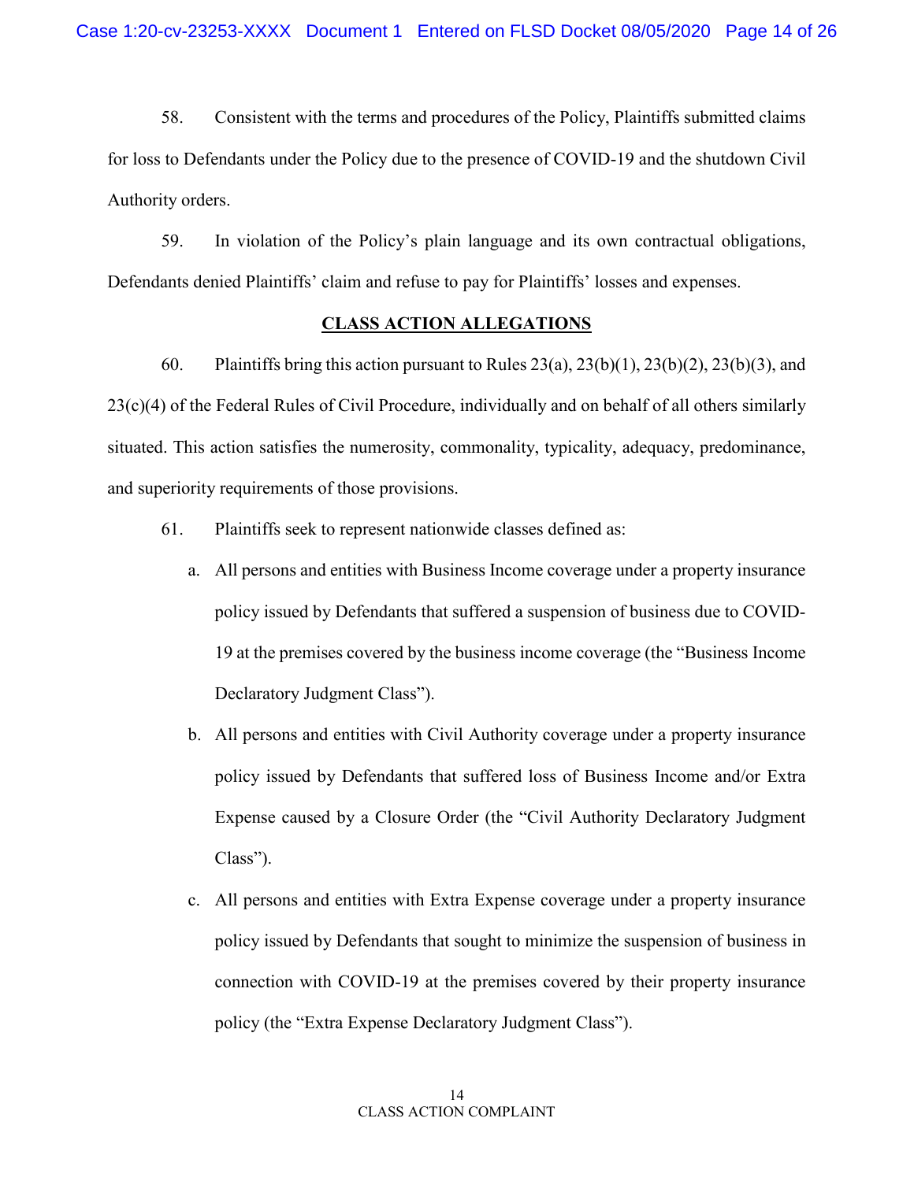58. Consistent with the terms and procedures of the Policy, Plaintiffs submitted claims for loss to Defendants under the Policy due to the presence of COVID-19 and the shutdown Civil Authority orders.

59. In violation of the Policy's plain language and its own contractual obligations, Defendants denied Plaintiffs' claim and refuse to pay for Plaintiffs' losses and expenses.

## CLASS ACTION ALLEGATIONS

60. Plaintiffs bring this action pursuant to Rules 23(a), 23(b)(1), 23(b)(2), 23(b)(3), and 23(c)(4) of the Federal Rules of Civil Procedure, individually and on behalf of all others similarly situated. This action satisfies the numerosity, commonality, typicality, adequacy, predominance, and superiority requirements of those provisions.

61. Plaintiffs seek to represent nationwide classes defined as:

a. All persons and entities with Business Income coverage under a property insurance policy issued by Defendants that suffered a suspension of business due to COVID-19 at the premises covered by the business income coverage (the "Business Income Declaratory Judgment Class").

b. All persons and entities with Civil Authority coverage under a property insurance policy issued by Defendants that suffered loss of Business Income and/or Extra Expense caused by a Closure Order (the "Civil Authority Declaratory Judgment Class").

c. All persons and entities with Extra Expense coverage under a property insurance policy issued by Defendants that sought to minimize the suspension of business in connection with COVID-19 at the premises covered by their property insurance policy (the "Extra Expense Declaratory Judgment Class").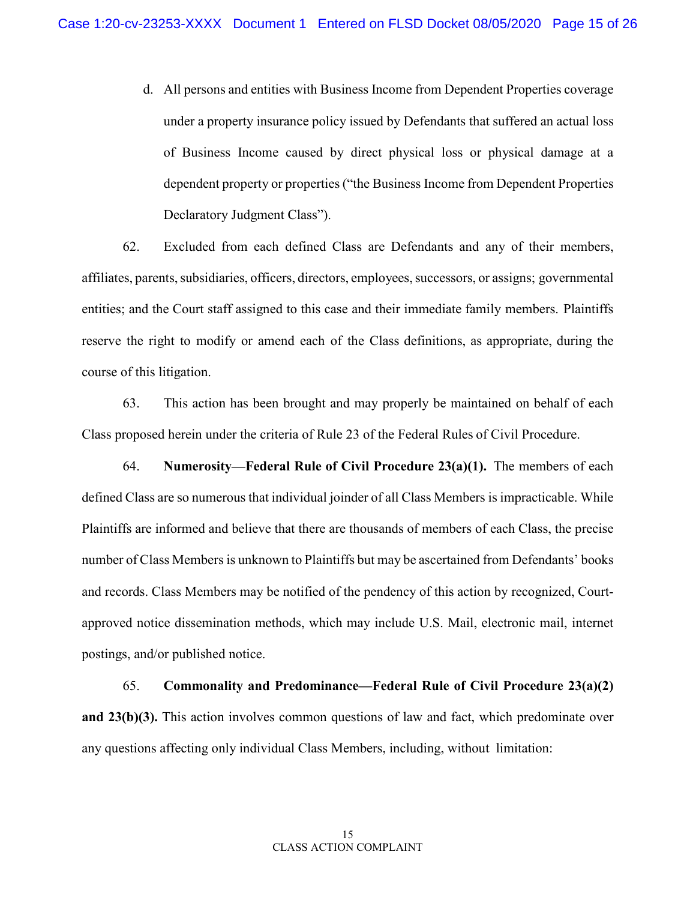d. All persons and entities with Business Income from Dependent Properties coverage under a property insurance policy issued by Defendants that suffered an actual loss of Business Income caused by direct physical loss or physical damage at a dependent property or properties ("the Business Income from Dependent Properties Declaratory Judgment Class").

62. Excluded from each defined Class are Defendants and any of their members, affiliates, parents, subsidiaries, officers, directors, employees, successors, or assigns; governmental entities; and the Court staff assigned to this case and their immediate family members. Plaintiffs reserve the right to modify or amend each of the Class definitions, as appropriate, during the course of this litigation.

63. This action has been brought and may properly be maintained on behalf of each Class proposed herein under the criteria of Rule 23 of the Federal Rules of Civil Procedure.

64. **Numerosity—Federal Rule of Civil Procedure 23(a)(1).** The members of each defined Class are so numerous that individual joinder of all Class Members is impracticable. While Plaintiffs are informed and believe that there are thousands of members of each Class, the precise number of Class Members is unknown to Plaintiffs but may be ascertained from Defendants' books and records. Class Members may be notified of the pendency of this action by recognized, Court-approved notice dissemination methods, which may include U.S. Mail, electronic mail, internet postings, and/or published notice.

65. **Commonality and Predominance—Federal Rule of Civil Procedure 23(a)(2) and 23(b)(3).** This action involves common questions of law and fact, which predominate over any questions affecting only individual Class Members, including, without limitation: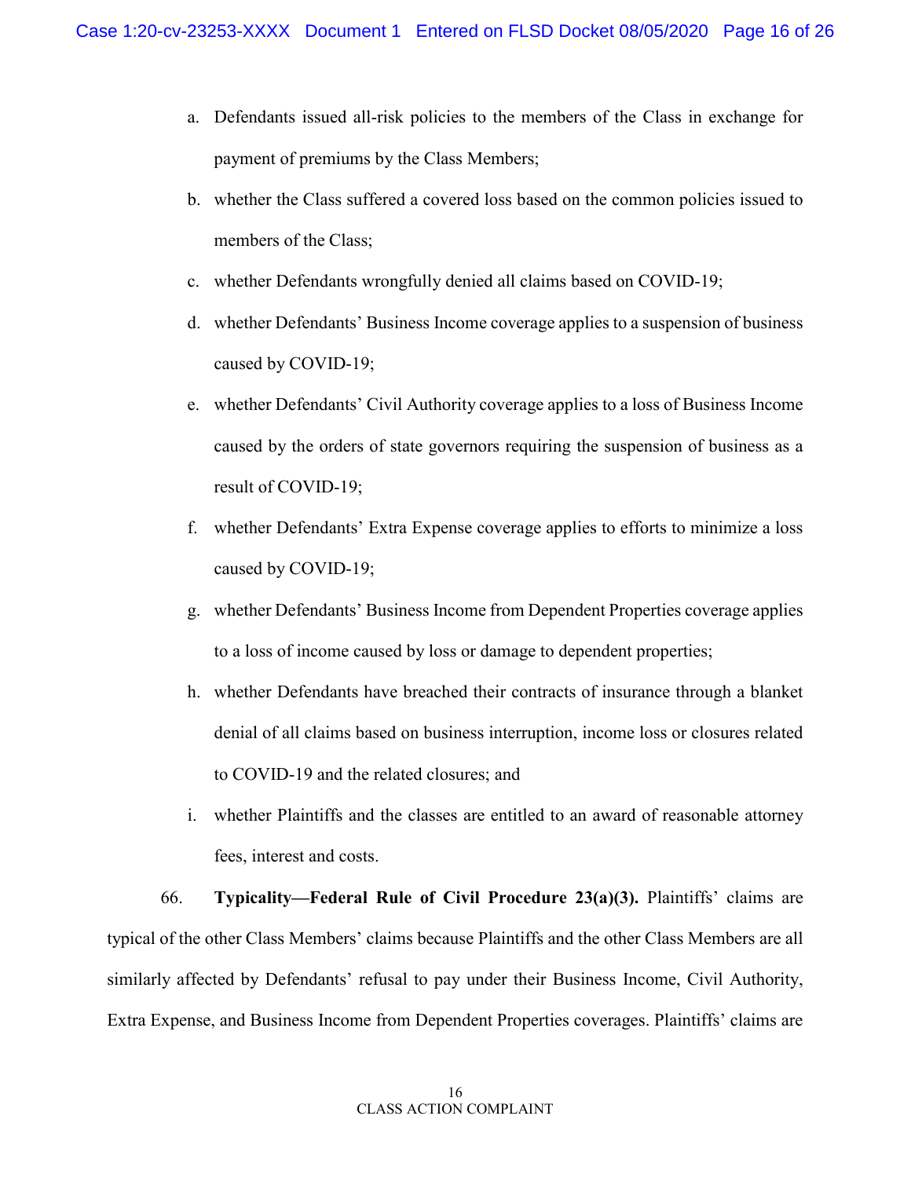a. Defendants issued all-risk policies to the members of the Class in exchange for payment of premiums by the Class Members;

b. whether the Class suffered a covered loss based on the common policies issued to members of the Class;

c. whether Defendants wrongfully denied all claims based on COVID-19;

d. whether Defendants' Business Income coverage applies to a suspension of business caused by COVID-19;

e. whether Defendants' Civil Authority coverage applies to a loss of Business Income caused by the orders of state governors requiring the suspension of business as a result of COVID-19;

f. whether Defendants' Extra Expense coverage applies to efforts to minimize a loss caused by COVID-19;

g. whether Defendants' Business Income from Dependent Properties coverage applies to a loss of income caused by loss or damage to dependent properties;

h. whether Defendants have breached their contracts of insurance through a blanket denial of all claims based on business interruption, income loss or closures related to COVID-19 and the related closures; and

i. whether Plaintiffs and the classes are entitled to an award of reasonable attorney fees, interest and costs.

66. **Typicality—Federal Rule of Civil Procedure 23(a)(3).** Plaintiffs' claims are typical of the other Class Members' claims because Plaintiffs and the other Class Members are all similarly affected by Defendants' refusal to pay under their Business Income, Civil Authority, Extra Expense, and Business Income from Dependent Properties coverages. Plaintiffs' claims are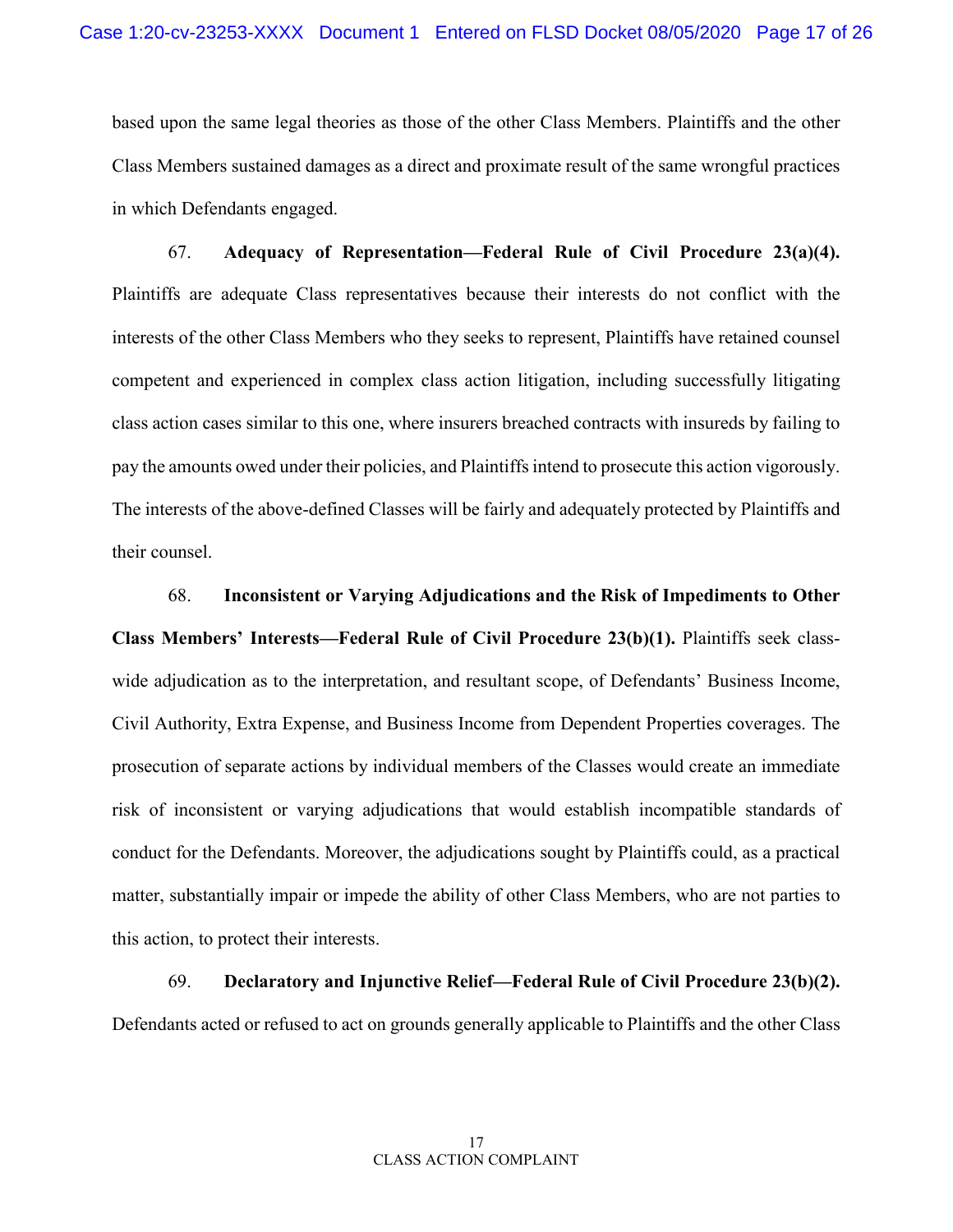based upon the same legal theories as those of the other Class Members. Plaintiffs and the other Class Members sustained damages as a direct and proximate result of the same wrongful practices in which Defendants engaged.

67. **Adequacy of Representation—Federal Rule of Civil Procedure 23(a)(4).** Plaintiffs are adequate Class representatives because their interests do not conflict with the interests of the other Class Members who they seeks to represent, Plaintiffs have retained counsel competent and experienced in complex class action litigation, including successfully litigating class action cases similar to this one, where insurers breached contracts with insureds by failing to pay the amounts owed under their policies, and Plaintiffs intend to prosecute this action vigorously. The interests of the above-defined Classes will be fairly and adequately protected by Plaintiffs and their counsel.

68. **Inconsistent or Varying Adjudications and the Risk of Impediments to Other Class Members' Interests—Federal Rule of Civil Procedure 23(b)(1).** Plaintiffs seek class-wide adjudication as to the interpretation, and resultant scope, of Defendants' Business Income, Civil Authority, Extra Expense, and Business Income from Dependent Properties coverages. The prosecution of separate actions by individual members of the Classes would create an immediate risk of inconsistent or varying adjudications that would establish incompatible standards of conduct for the Defendants. Moreover, the adjudications sought by Plaintiffs could, as a practical matter, substantially impair or impede the ability of other Class Members, who are not parties to this action, to protect their interests.

69. **Declaratory and Injunctive Relief—Federal Rule of Civil Procedure 23(b)(2).** Defendants acted or refused to act on grounds generally applicable to Plaintiffs and the other Class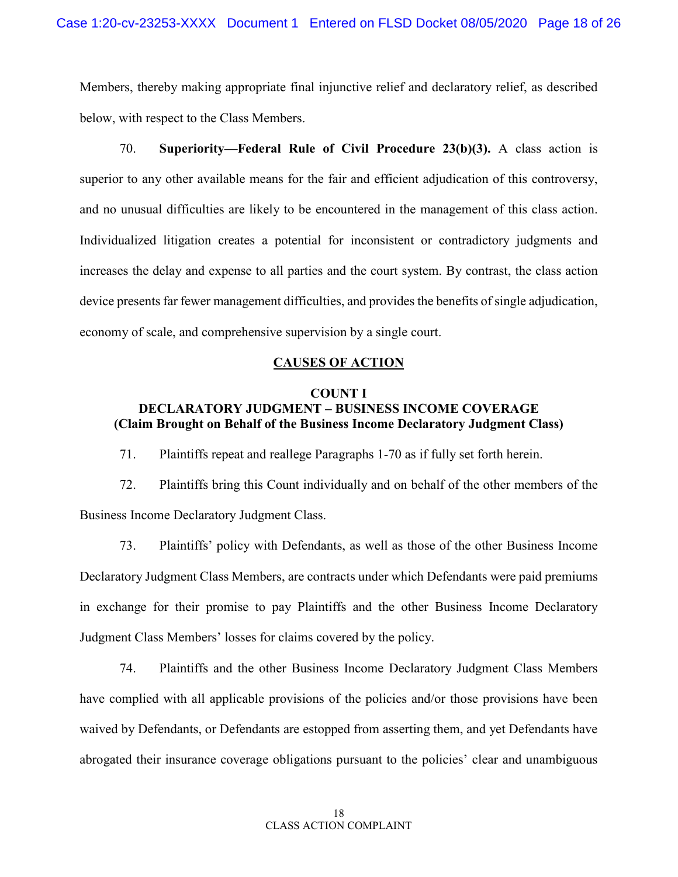Members, thereby making appropriate final injunctive relief and declaratory relief, as described below, with respect to the Class Members.

70. **Superiority—Federal Rule of Civil Procedure 23(b)(3).** A class action is superior to any other available means for the fair and efficient adjudication of this controversy, and no unusual difficulties are likely to be encountered in the management of this class action. Individualized litigation creates a potential for inconsistent or contradictory judgments and increases the delay and expense to all parties and the court system. By contrast, the class action device presents far fewer management difficulties, and provides the benefits of single adjudication, economy of scale, and comprehensive supervision by a single court.

## CAUSES OF ACTION

### COUNT I
### DECLARATORY JUDGMENT – BUSINESS INCOME COVERAGE
### (Claim Brought on Behalf of the Business Income Declaratory Judgment Class)

71. Plaintiffs repeat and reallege Paragraphs 1-70 as if fully set forth herein.

72. Plaintiffs bring this Count individually and on behalf of the other members of the Business Income Declaratory Judgment Class.

73. Plaintiffs' policy with Defendants, as well as those of the other Business Income Declaratory Judgment Class Members, are contracts under which Defendants were paid premiums in exchange for their promise to pay Plaintiffs and the other Business Income Declaratory Judgment Class Members' losses for claims covered by the policy.

74. Plaintiffs and the other Business Income Declaratory Judgment Class Members have complied with all applicable provisions of the policies and/or those provisions have been waived by Defendants, or Defendants are estopped from asserting them, and yet Defendants have abrogated their insurance coverage obligations pursuant to the policies' clear and unambiguous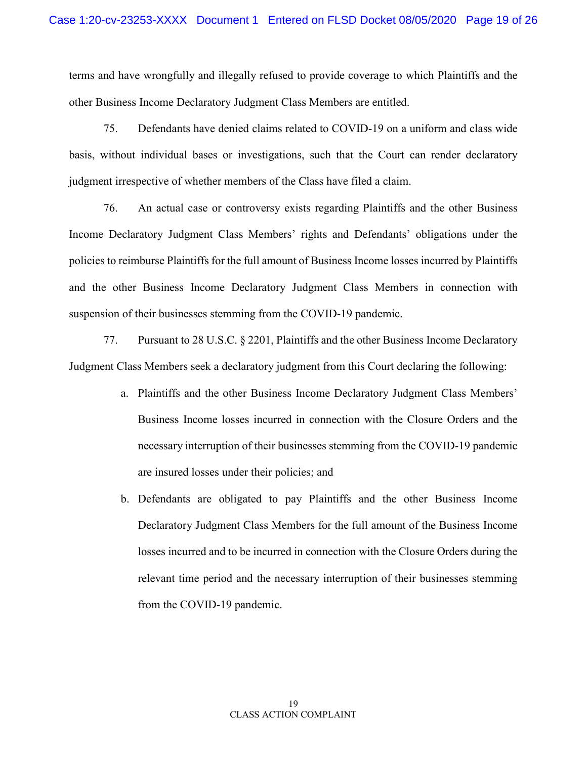terms and have wrongfully and illegally refused to provide coverage to which Plaintiffs and the other Business Income Declaratory Judgment Class Members are entitled.

75. Defendants have denied claims related to COVID-19 on a uniform and class wide basis, without individual bases or investigations, such that the Court can render declaratory judgment irrespective of whether members of the Class have filed a claim.

76. An actual case or controversy exists regarding Plaintiffs and the other Business Income Declaratory Judgment Class Members' rights and Defendants' obligations under the policies to reimburse Plaintiffs for the full amount of Business Income losses incurred by Plaintiffs and the other Business Income Declaratory Judgment Class Members in connection with suspension of their businesses stemming from the COVID-19 pandemic.

77. Pursuant to 28 U.S.C. § 2201, Plaintiffs and the other Business Income Declaratory Judgment Class Members seek a declaratory judgment from this Court declaring the following:

a. Plaintiffs and the other Business Income Declaratory Judgment Class Members' Business Income losses incurred in connection with the Closure Orders and the necessary interruption of their businesses stemming from the COVID-19 pandemic are insured losses under their policies; and

b. Defendants are obligated to pay Plaintiffs and the other Business Income Declaratory Judgment Class Members for the full amount of the Business Income losses incurred and to be incurred in connection with the Closure Orders during the relevant time period and the necessary interruption of their businesses stemming from the COVID-19 pandemic.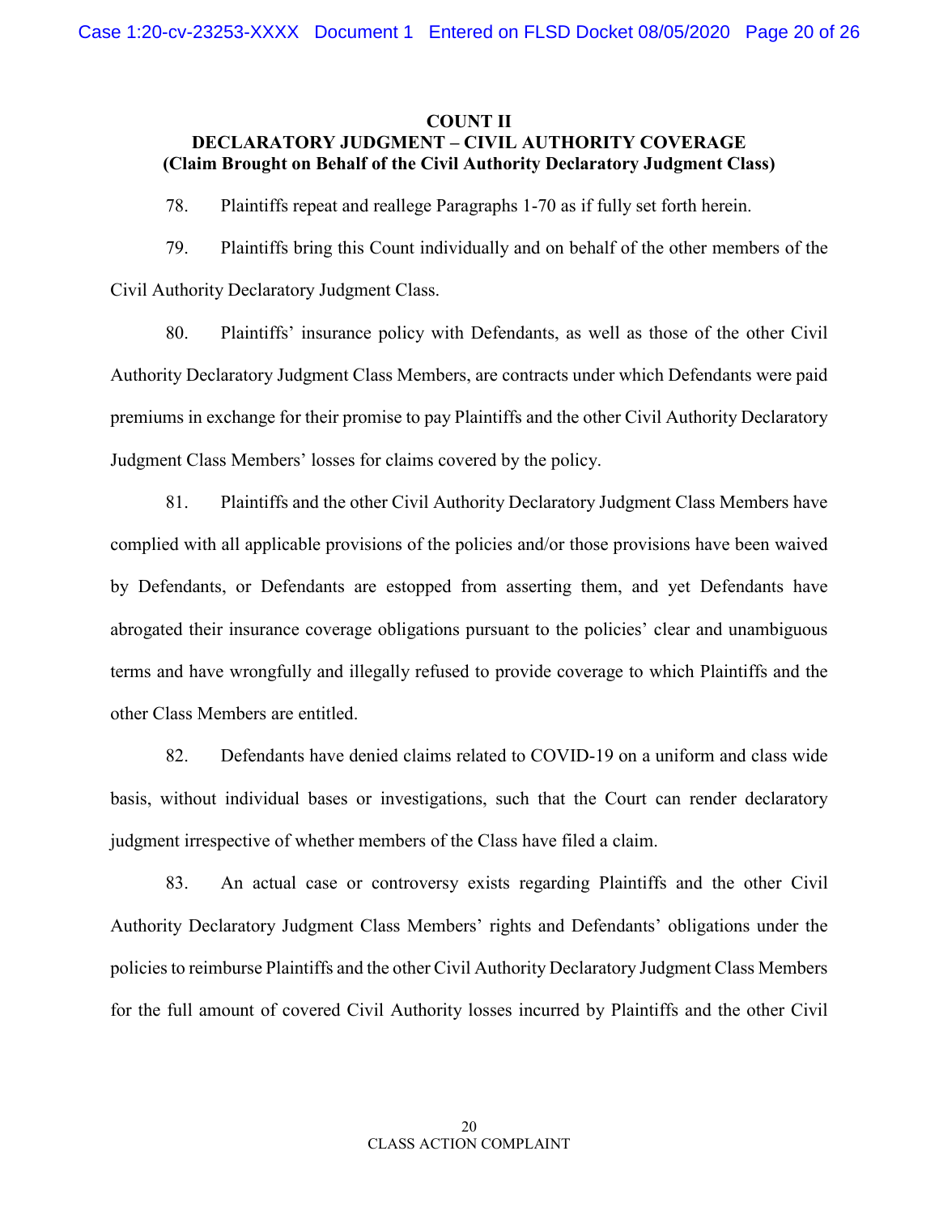**COUNT II**
**DECLARATORY JUDGMENT – CIVIL AUTHORITY COVERAGE**
**(Claim Brought on Behalf of the Civil Authority Declaratory Judgment Class)**

78. Plaintiffs repeat and reallege Paragraphs 1-70 as if fully set forth herein.

79. Plaintiffs bring this Count individually and on behalf of the other members of the Civil Authority Declaratory Judgment Class.

80. Plaintiffs' insurance policy with Defendants, as well as those of the other Civil Authority Declaratory Judgment Class Members, are contracts under which Defendants were paid premiums in exchange for their promise to pay Plaintiffs and the other Civil Authority Declaratory Judgment Class Members' losses for claims covered by the policy.

81. Plaintiffs and the other Civil Authority Declaratory Judgment Class Members have complied with all applicable provisions of the policies and/or those provisions have been waived by Defendants, or Defendants are estopped from asserting them, and yet Defendants have abrogated their insurance coverage obligations pursuant to the policies' clear and unambiguous terms and have wrongfully and illegally refused to provide coverage to which Plaintiffs and the other Class Members are entitled.

82. Defendants have denied claims related to COVID-19 on a uniform and class wide basis, without individual bases or investigations, such that the Court can render declaratory judgment irrespective of whether members of the Class have filed a claim.

83. An actual case or controversy exists regarding Plaintiffs and the other Civil Authority Declaratory Judgment Class Members' rights and Defendants' obligations under the policies to reimburse Plaintiffs and the other Civil Authority Declaratory Judgment Class Members for the full amount of covered Civil Authority losses incurred by Plaintiffs and the other Civil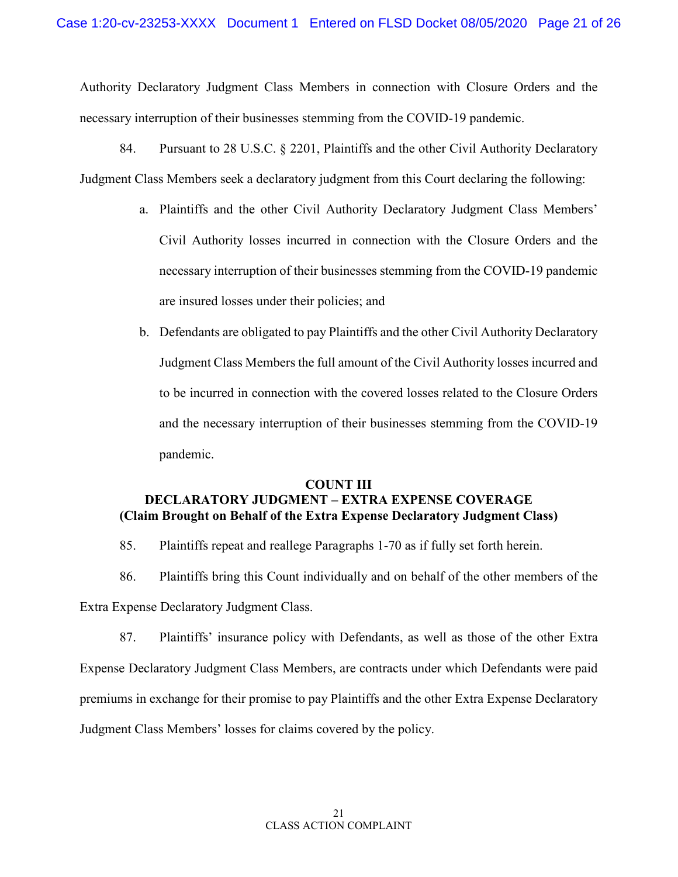Authority Declaratory Judgment Class Members in connection with Closure Orders and the necessary interruption of their businesses stemming from the COVID-19 pandemic.

84. Pursuant to 28 U.S.C. § 2201, Plaintiffs and the other Civil Authority Declaratory Judgment Class Members seek a declaratory judgment from this Court declaring the following:

a. Plaintiffs and the other Civil Authority Declaratory Judgment Class Members' Civil Authority losses incurred in connection with the Closure Orders and the necessary interruption of their businesses stemming from the COVID-19 pandemic are insured losses under their policies; and

b. Defendants are obligated to pay Plaintiffs and the other Civil Authority Declaratory Judgment Class Members the full amount of the Civil Authority losses incurred and to be incurred in connection with the covered losses related to the Closure Orders and the necessary interruption of their businesses stemming from the COVID-19 pandemic.

**COUNT III**
**DECLARATORY JUDGMENT – EXTRA EXPENSE COVERAGE**
**(Claim Brought on Behalf of the Extra Expense Declaratory Judgment Class)**

85. Plaintiffs repeat and reallege Paragraphs 1-70 as if fully set forth herein.

86. Plaintiffs bring this Count individually and on behalf of the other members of the Extra Expense Declaratory Judgment Class.

87. Plaintiffs' insurance policy with Defendants, as well as those of the other Extra Expense Declaratory Judgment Class Members, are contracts under which Defendants were paid premiums in exchange for their promise to pay Plaintiffs and the other Extra Expense Declaratory Judgment Class Members' losses for claims covered by the policy.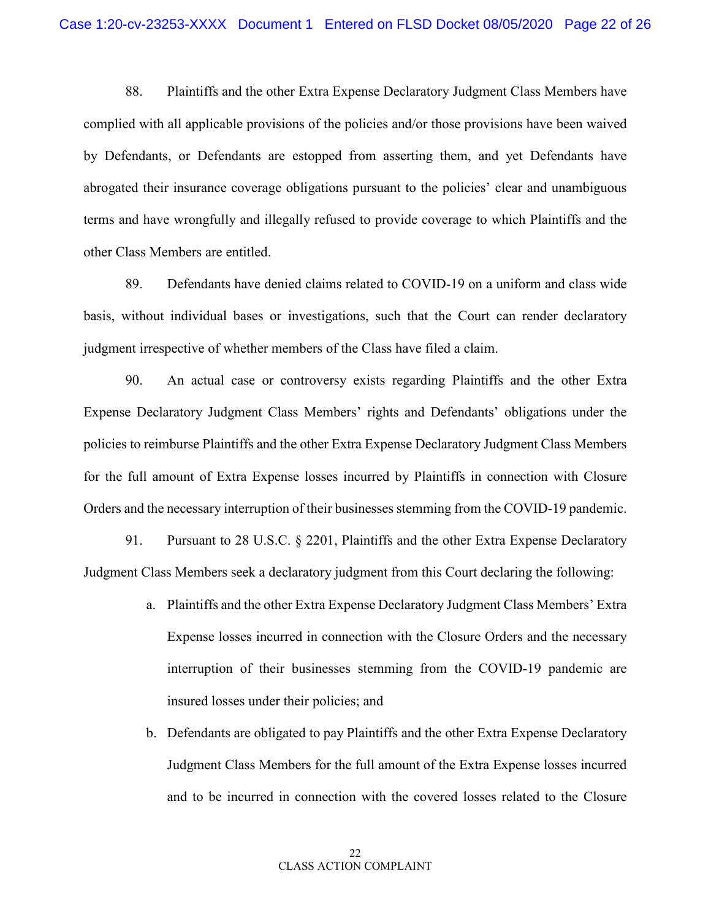88. Plaintiffs and the other Extra Expense Declaratory Judgment Class Members have complied with all applicable provisions of the policies and/or those provisions have been waived by Defendants, or Defendants are estopped from asserting them, and yet Defendants have abrogated their insurance coverage obligations pursuant to the policies' clear and unambiguous terms and have wrongfully and illegally refused to provide coverage to which Plaintiffs and the other Class Members are entitled.

89. Defendants have denied claims related to COVID-19 on a uniform and class wide basis, without individual bases or investigations, such that the Court can render declaratory judgment irrespective of whether members of the Class have filed a claim.

90. An actual case or controversy exists regarding Plaintiffs and the other Extra Expense Declaratory Judgment Class Members' rights and Defendants' obligations under the policies to reimburse Plaintiffs and the other Extra Expense Declaratory Judgment Class Members for the full amount of Extra Expense losses incurred by Plaintiffs in connection with Closure Orders and the necessary interruption of their businesses stemming from the COVID-19 pandemic.

91. Pursuant to 28 U.S.C. § 2201, Plaintiffs and the other Extra Expense Declaratory Judgment Class Members seek a declaratory judgment from this Court declaring the following:

a. Plaintiffs and the other Extra Expense Declaratory Judgment Class Members' Extra Expense losses incurred in connection with the Closure Orders and the necessary interruption of their businesses stemming from the COVID-19 pandemic are insured losses under their policies; and

b. Defendants are obligated to pay Plaintiffs and the other Extra Expense Declaratory Judgment Class Members for the full amount of the Extra Expense losses incurred and to be incurred in connection with the covered losses related to the Closure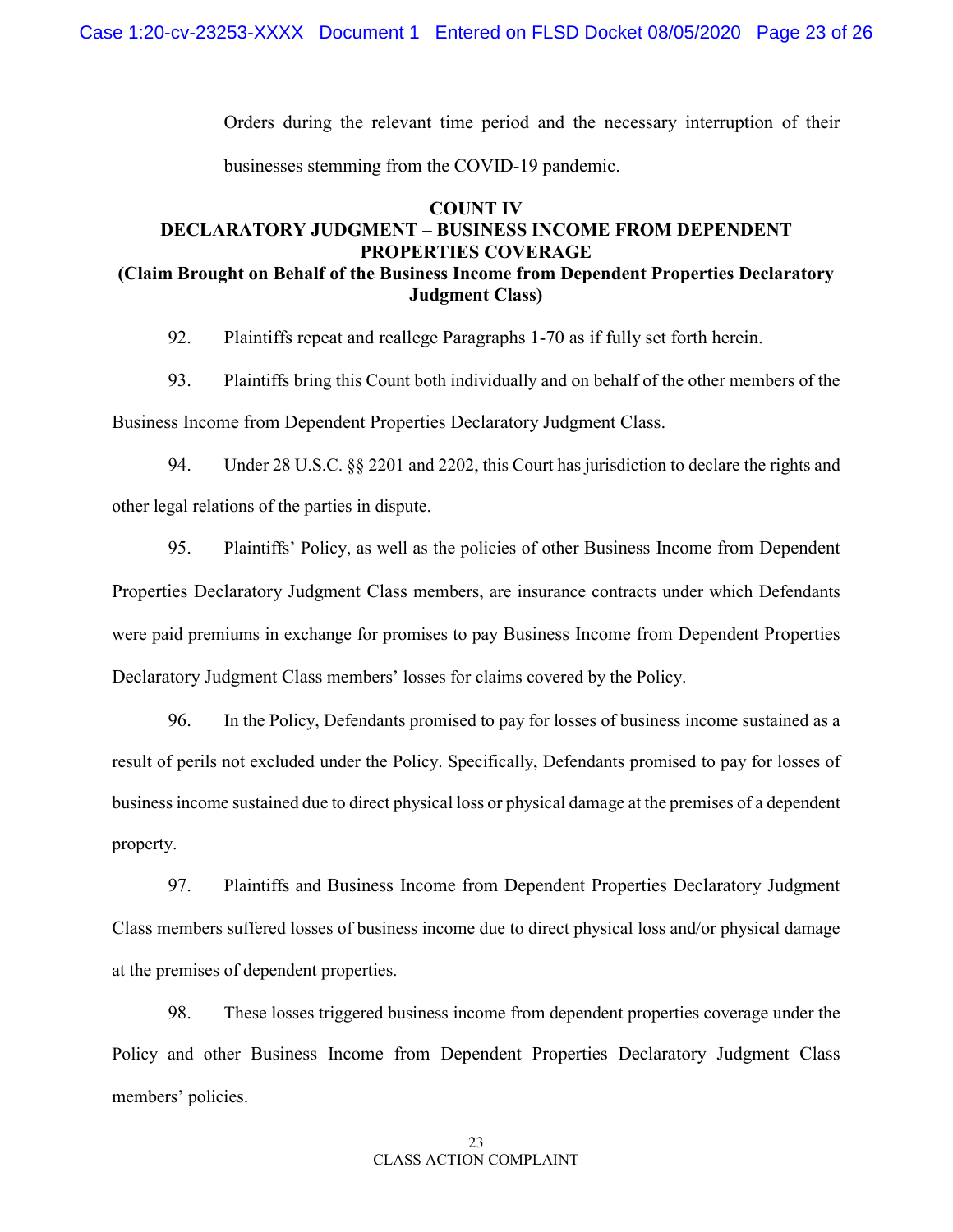Orders during the relevant time period and the necessary interruption of their businesses stemming from the COVID-19 pandemic.

**COUNT IV**
**DECLARATORY JUDGMENT – BUSINESS INCOME FROM DEPENDENT PROPERTIES COVERAGE**
**(Claim Brought on Behalf of the Business Income from Dependent Properties Declaratory Judgment Class)**

92. Plaintiffs repeat and reallege Paragraphs 1-70 as if fully set forth herein.

93. Plaintiffs bring this Count both individually and on behalf of the other members of the Business Income from Dependent Properties Declaratory Judgment Class.

94. Under 28 U.S.C. §§ 2201 and 2202, this Court has jurisdiction to declare the rights and other legal relations of the parties in dispute.

95. Plaintiffs' Policy, as well as the policies of other Business Income from Dependent Properties Declaratory Judgment Class members, are insurance contracts under which Defendants were paid premiums in exchange for promises to pay Business Income from Dependent Properties Declaratory Judgment Class members' losses for claims covered by the Policy.

96. In the Policy, Defendants promised to pay for losses of business income sustained as a result of perils not excluded under the Policy. Specifically, Defendants promised to pay for losses of business income sustained due to direct physical loss or physical damage at the premises of a dependent property.

97. Plaintiffs and Business Income from Dependent Properties Declaratory Judgment Class members suffered losses of business income due to direct physical loss and/or physical damage at the premises of dependent properties.

98. These losses triggered business income from dependent properties coverage under the Policy and other Business Income from Dependent Properties Declaratory Judgment Class members' policies.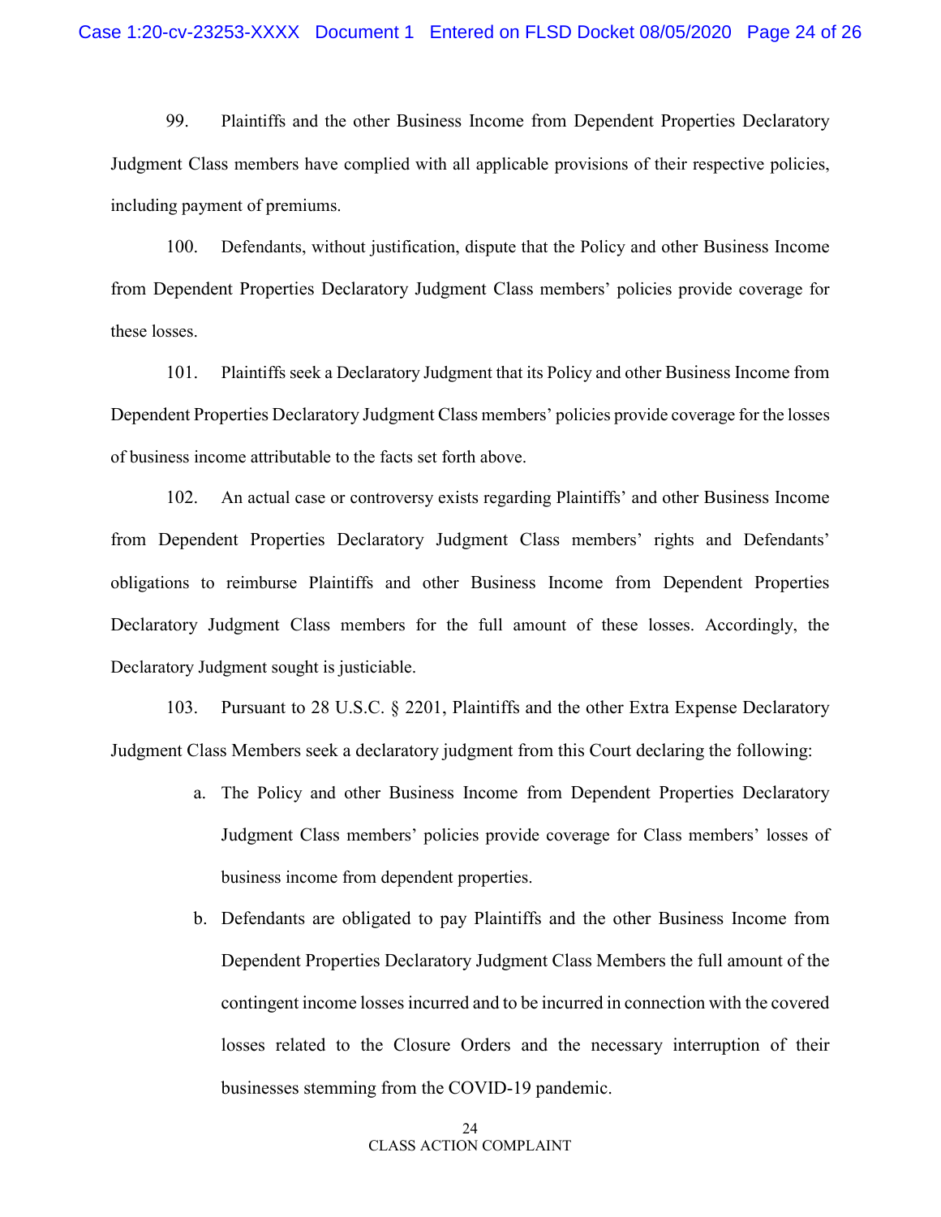99. Plaintiffs and the other Business Income from Dependent Properties Declaratory Judgment Class members have complied with all applicable provisions of their respective policies, including payment of premiums.

100. Defendants, without justification, dispute that the Policy and other Business Income from Dependent Properties Declaratory Judgment Class members' policies provide coverage for these losses.

101. Plaintiffs seek a Declaratory Judgment that its Policy and other Business Income from Dependent Properties Declaratory Judgment Class members' policies provide coverage for the losses of business income attributable to the facts set forth above.

102. An actual case or controversy exists regarding Plaintiffs' and other Business Income from Dependent Properties Declaratory Judgment Class members' rights and Defendants' obligations to reimburse Plaintiffs and other Business Income from Dependent Properties Declaratory Judgment Class members for the full amount of these losses. Accordingly, the Declaratory Judgment sought is justiciable.

103. Pursuant to 28 U.S.C. § 2201, Plaintiffs and the other Extra Expense Declaratory Judgment Class Members seek a declaratory judgment from this Court declaring the following:

a. The Policy and other Business Income from Dependent Properties Declaratory Judgment Class members' policies provide coverage for Class members' losses of business income from dependent properties.

b. Defendants are obligated to pay Plaintiffs and the other Business Income from Dependent Properties Declaratory Judgment Class Members the full amount of the contingent income losses incurred and to be incurred in connection with the covered losses related to the Closure Orders and the necessary interruption of their businesses stemming from the COVID-19 pandemic.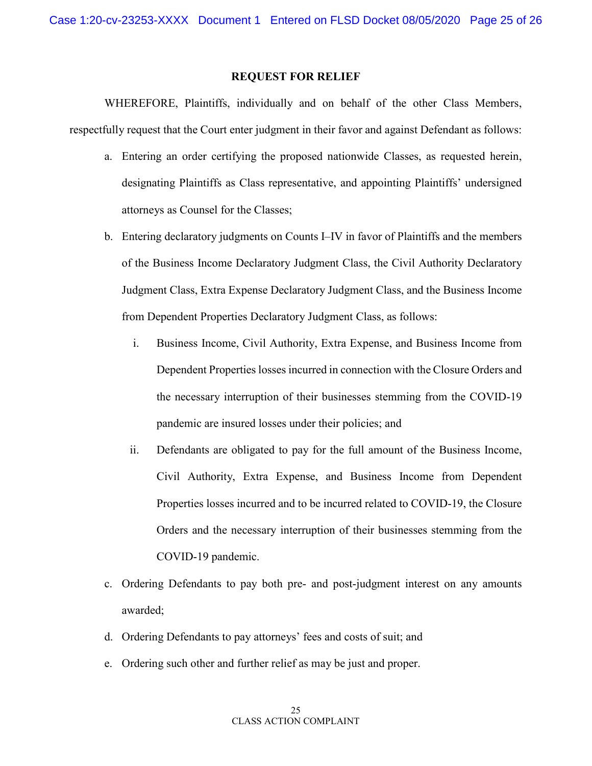## REQUEST FOR RELIEF

WHEREFORE, Plaintiffs, individually and on behalf of the other Class Members, respectfully request that the Court enter judgment in their favor and against Defendant as follows:

a. Entering an order certifying the proposed nationwide Classes, as requested herein, designating Plaintiffs as Class representative, and appointing Plaintiffs' undersigned attorneys as Counsel for the Classes;

b. Entering declaratory judgments on Counts I–IV in favor of Plaintiffs and the members of the Business Income Declaratory Judgment Class, the Civil Authority Declaratory Judgment Class, Extra Expense Declaratory Judgment Class, and the Business Income from Dependent Properties Declaratory Judgment Class, as follows:

    i. Business Income, Civil Authority, Extra Expense, and Business Income from Dependent Properties losses incurred in connection with the Closure Orders and the necessary interruption of their businesses stemming from the COVID-19 pandemic are insured losses under their policies; and

    ii. Defendants are obligated to pay for the full amount of the Business Income, Civil Authority, Extra Expense, and Business Income from Dependent Properties losses incurred and to be incurred related to COVID-19, the Closure Orders and the necessary interruption of their businesses stemming from the COVID-19 pandemic.

c. Ordering Defendants to pay both pre- and post-judgment interest on any amounts awarded;

d. Ordering Defendants to pay attorneys' fees and costs of suit; and

e. Ordering such other and further relief as may be just and proper.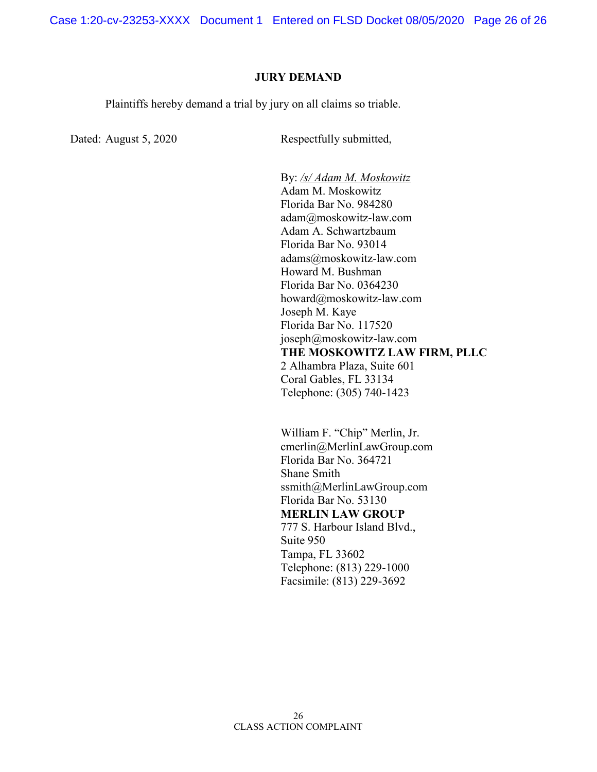## JURY DEMAND

Plaintiffs hereby demand a trial by jury on all claims so triable.

Dated: August 5, 2020

Respectfully submitted,

By: */s/ Adam M. Moskowitz*
Adam M. Moskowitz
Florida Bar No. 984280
adam@moskowitz-law.com
Adam A. Schwartzbaum
Florida Bar No. 93014
adams@moskowitz-law.com
Howard M. Bushman
Florida Bar No. 0364230
howard@moskowitz-law.com
Joseph M. Kaye
Florida Bar No. 117520
joseph@moskowitz-law.com
**THE MOSKOWITZ LAW FIRM, PLLC**
2 Alhambra Plaza, Suite 601
Coral Gables, FL 33134
Telephone: (305) 740-1423

William F. "Chip" Merlin, Jr.
cmerlin@MerlinLawGroup.com
Florida Bar No. 364721
Shane Smith
ssmith@MerlinLawGroup.com
Florida Bar No. 53130
**MERLIN LAW GROUP**
777 S. Harbour Island Blvd.,
Suite 950
Tampa, FL 33602
Telephone: (813) 229-1000
Facsimile: (813) 229-3692

CLASS ACTION COMPLAINT